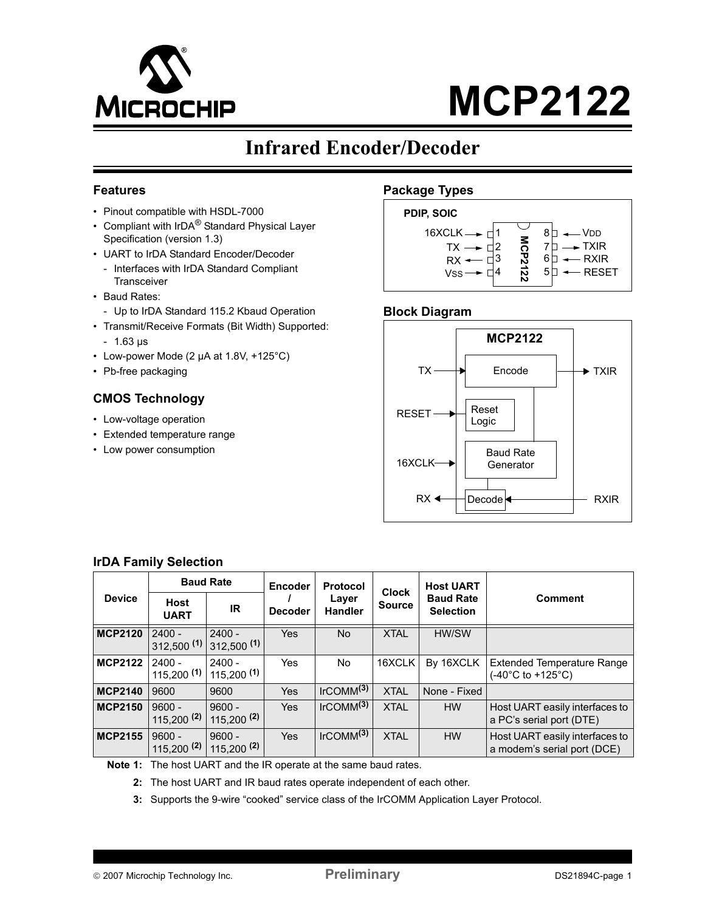# MCP2122

## Infrared Encoder/Decoder

### Features

- Pinout compatible with HSDL-7000
- Compliant with IrDA® Standard Physical Layer Specification (version 1.3)
- UART to IrDA Standard Encoder/Decoder
  - Interfaces with IrDA Standard Compliant Transceiver
- Baud Rates:
  - Up to IrDA Standard 115.2 Kbaud Operation
- Transmit/Receive Formats (Bit Width) Supported:
  - 1.63 µs
- Low-power Mode (2 µA at 1.8V, +125°C)
- Pb-free packaging

### CMOS Technology

- Low-voltage operation
- Extended temperature range
- Low power consumption

### Package Types

PDIP, SOIC

| Pin | Name | Direction | Pin | Name | Direction |
|---|---|---|---|---|---|
| 1 | 16XCLK | Input | 8 | VDD | Input |
| 2 | TX | Input | 7 | TXIR | Output |
| 3 | RX | Output | 6 | RXIR | Input |
| 4 | VSS | Input | 5 | RESET | Input |

### Block Diagram

MCP2122: TX → Encode → TXIR; RESET → Reset Logic; 16XCLK → Baud Rate Generator; RXIR → Decode → RX

### IrDA Family Selection

| Device | Baud Rate | | Encoder / Decoder | Protocol Layer Handler | Clock Source | Host UART Baud Rate Selection | Comment |
|---|---|---|---|---|---|---|---|
| | Host UART | IR | | | | | |
| **MCP2120** | 2400 - 312,500 (1) | 2400 - 312,500 (1) | Yes | No | XTAL | HW/SW | |
| **MCP2122** | 2400 - 115,200 (1) | 2400 - 115,200 (1) | Yes | No | 16XCLK | By 16XCLK | Extended Temperature Range (-40°C to +125°C) |
| **MCP2140** | 9600 | 9600 | Yes | IrCOMM(3) | XTAL | None - Fixed | |
| **MCP2150** | 9600 - 115,200 (2) | 9600 - 115,200 (2) | Yes | IrCOMM(3) | XTAL | HW | Host UART easily interfaces to a PC's serial port (DTE) |
| **MCP2155** | 9600 - 115,200 (2) | 9600 - 115,200 (2) | Yes | IrCOMM(3) | XTAL | HW | Host UART easily interfaces to a modem's serial port (DCE) |

**Note 1:** The host UART and the IR operate at the same baud rates.

**2:** The host UART and IR baud rates operate independent of each other.

**3:** Supports the 9-wire "cooked" service class of the IrCOMM Application Layer Protocol.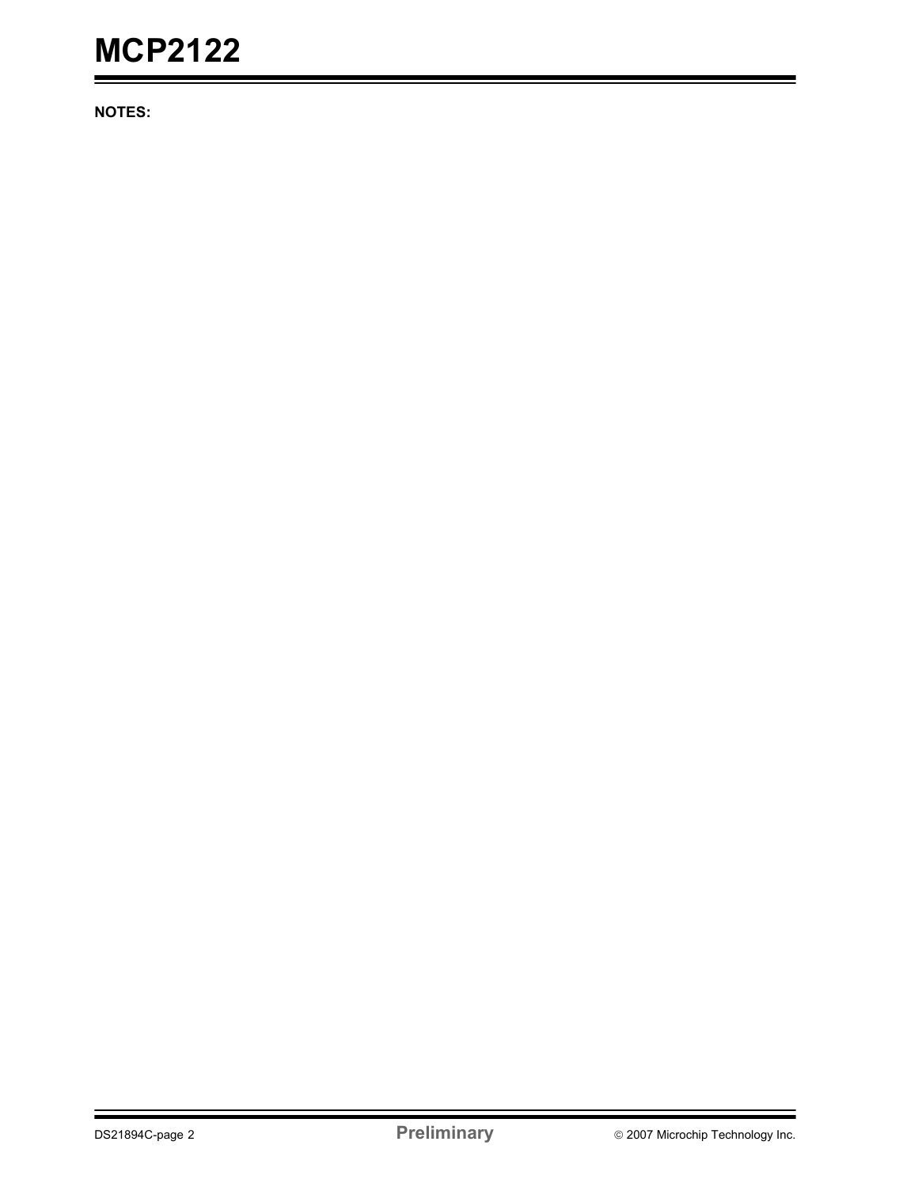**NOTES:**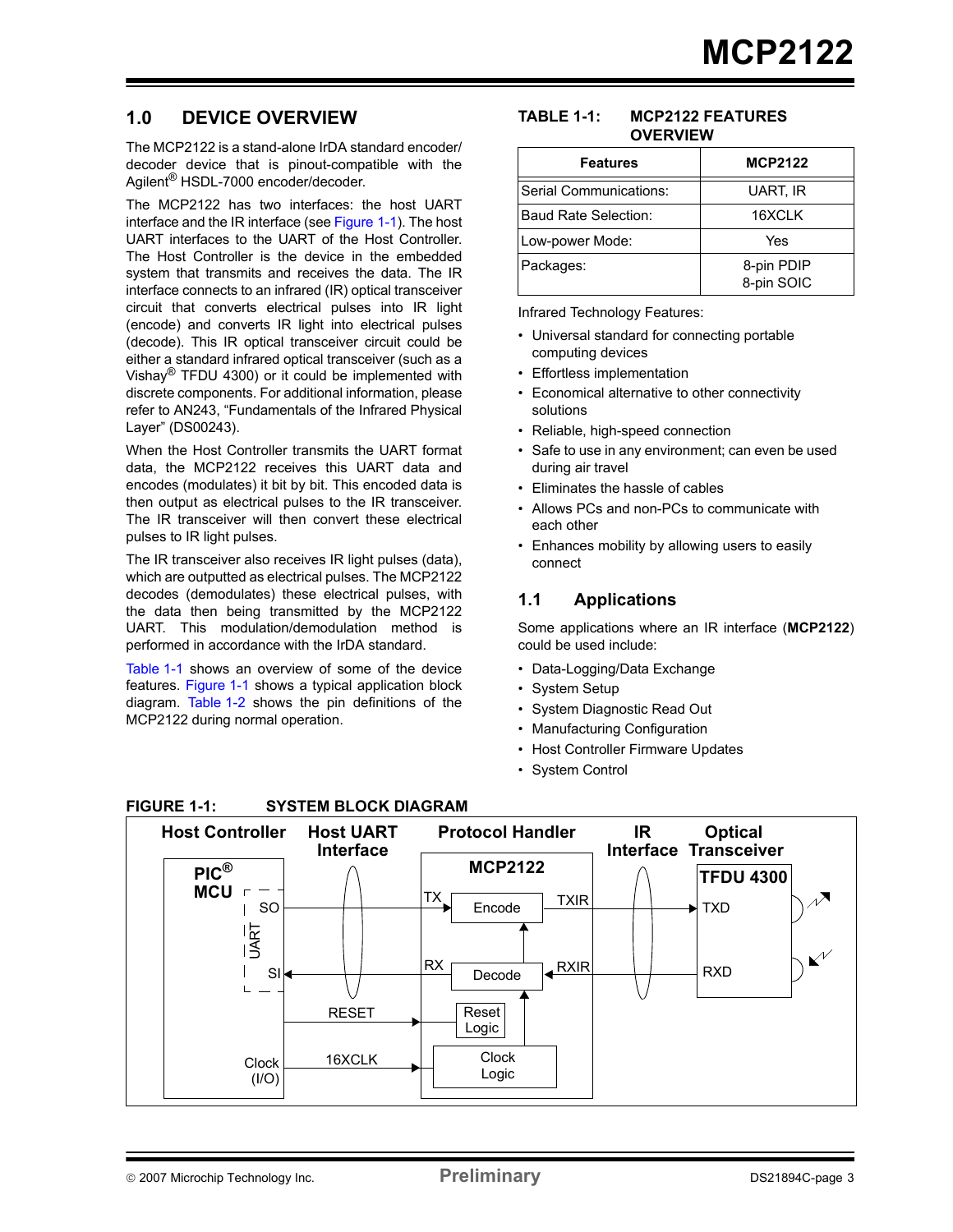# 1.0 DEVICE OVERVIEW

The MCP2122 is a stand-alone IrDA standard encoder/decoder device that is pinout-compatible with the Agilent® HSDL-7000 encoder/decoder.

The MCP2122 has two interfaces: the host UART interface and the IR interface (see Figure 1-1). The host UART interfaces to the UART of the Host Controller. The Host Controller is the device in the embedded system that transmits and receives the data. The IR interface connects to an infrared (IR) optical transceiver circuit that converts electrical pulses into IR light (encode) and converts IR light into electrical pulses (decode). This IR optical transceiver circuit could be either a standard infrared optical transceiver (such as a Vishay® TFDU 4300) or it could be implemented with discrete components. For additional information, please refer to AN243, “Fundamentals of the Infrared Physical Layer” (DS00243).

When the Host Controller transmits the UART format data, the MCP2122 receives this UART data and encodes (modulates) it bit by bit. This encoded data is then output as electrical pulses to the IR transceiver. The IR transceiver will then convert these electrical pulses to IR light pulses.

The IR transceiver also receives IR light pulses (data), which are outputted as electrical pulses. The MCP2122 decodes (demodulates) these electrical pulses, with the data then being transmitted by the MCP2122 UART. This modulation/demodulation method is performed in accordance with the IrDA standard.

Table 1-1 shows an overview of some of the device features. Figure 1-1 shows a typical application block diagram. Table 1-2 shows the pin definitions of the MCP2122 during normal operation.

**TABLE 1-1: MCP2122 FEATURES OVERVIEW**

| Features | MCP2122 |
|---|---|
| Serial Communications: | UART, IR |
| Baud Rate Selection: | 16XCLK |
| Low-power Mode: | Yes |
| Packages: | 8-pin PDIP<br>8-pin SOIC |

Infrared Technology Features:

- Universal standard for connecting portable computing devices
- Effortless implementation
- Economical alternative to other connectivity solutions
- Reliable, high-speed connection
- Safe to use in any environment; can even be used during air travel
- Eliminates the hassle of cables
- Allows PCs and non-PCs to communicate with each other
- Enhances mobility by allowing users to easily connect

## 1.1 Applications

Some applications where an IR interface (**MCP2122**) could be used include:

- Data-Logging/Data Exchange
- System Setup
- System Diagnostic Read Out
- Manufacturing Configuration
- Host Controller Firmware Updates
- System Control

**FIGURE 1-1: SYSTEM BLOCK DIAGRAM**

Host Controller | Host UART Interface | Protocol Handler | IR Interface | Optical Transceiver

PIC® MCU (UART: SO, SI; Clock (I/O)) — TX / RX / RESET / 16XCLK — MCP2122 (Encode, Decode, Reset Logic, Clock Logic) — TXIR / RXIR — TFDU 4300 (TXD, RXD)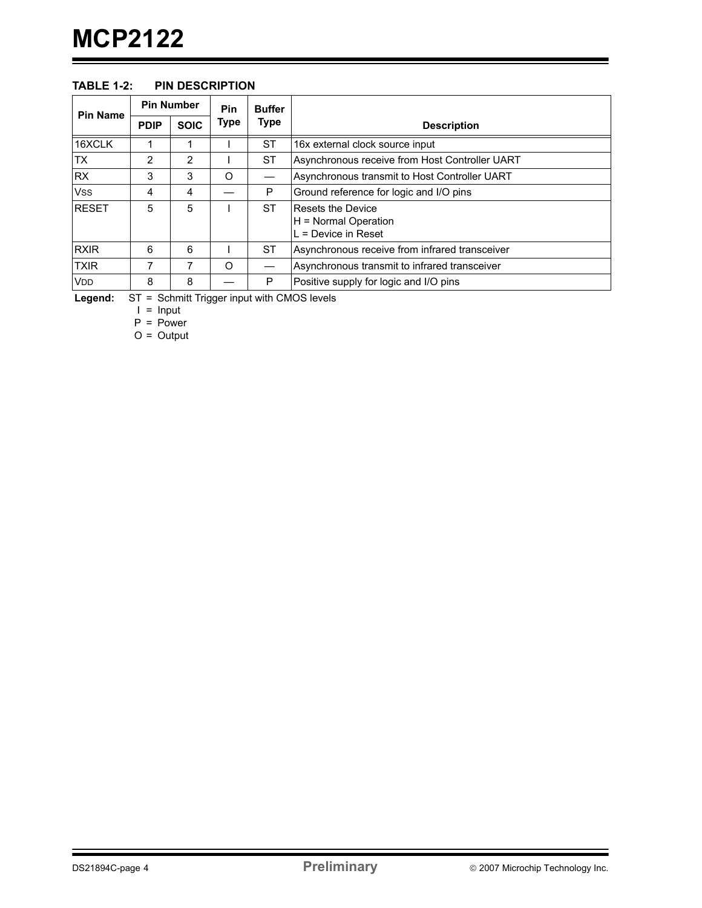**TABLE 1-2: PIN DESCRIPTION**

| Pin Name | Pin Number | | Pin Type | Buffer Type | Description |
|---|---|---|---|---|---|
| | PDIP | SOIC | | | |
| 16XCLK | 1 | 1 | I | ST | 16x external clock source input |
| TX | 2 | 2 | I | ST | Asynchronous receive from Host Controller UART |
| RX | 3 | 3 | O | — | Asynchronous transmit to Host Controller UART |
| VSS | 4 | 4 | — | P | Ground reference for logic and I/O pins |
| RESET | 5 | 5 | I | ST | Resets the Device<br>H = Normal Operation<br>L = Device in Reset |
| RXIR | 6 | 6 | I | ST | Asynchronous receive from infrared transceiver |
| TXIR | 7 | 7 | O | — | Asynchronous transmit to infrared transceiver |
| VDD | 8 | 8 | — | P | Positive supply for logic and I/O pins |

**Legend:** ST = Schmitt Trigger input with CMOS levels
I = Input
P = Power
O = Output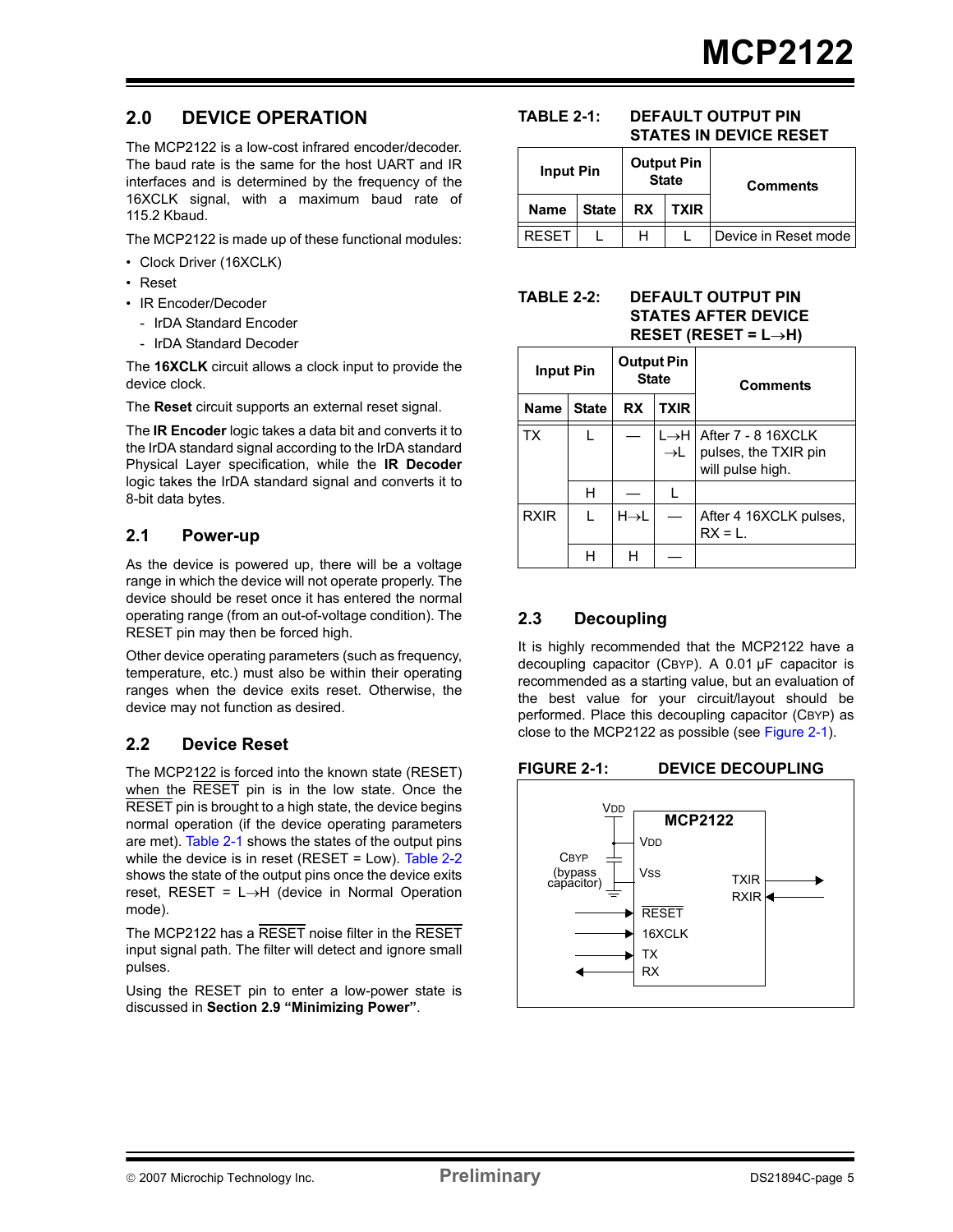## 2.0 DEVICE OPERATION

The MCP2122 is a low-cost infrared encoder/decoder. The baud rate is the same for the host UART and IR interfaces and is determined by the frequency of the 16XCLK signal, with a maximum baud rate of 115.2 Kbaud.

The MCP2122 is made up of these functional modules:

- Clock Driver (16XCLK)
- Reset
- IR Encoder/Decoder
  - IrDA Standard Encoder
  - IrDA Standard Decoder

The **16XCLK** circuit allows a clock input to provide the device clock.

The **Reset** circuit supports an external reset signal.

The **IR Encoder** logic takes a data bit and converts it to the IrDA standard signal according to the IrDA standard Physical Layer specification, while the **IR Decoder** logic takes the IrDA standard signal and converts it to 8-bit data bytes.

### 2.1 Power-up

As the device is powered up, there will be a voltage range in which the device will not operate properly. The device should be reset once it has entered the normal operating range (from an out-of-voltage condition). The RESET pin may then be forced high.

Other device operating parameters (such as frequency, temperature, etc.) must also be within their operating ranges when the device exits reset. Otherwise, the device may not function as desired.

### 2.2 Device Reset

The MCP2122 is forced into the known state (RESET) when the RESET pin is in the low state. Once the RESET pin is brought to a high state, the device begins normal operation (if the device operating parameters are met). Table 2-1 shows the states of the output pins while the device is in reset (RESET = Low). Table 2-2 shows the state of the output pins once the device exits reset, RESET = L→H (device in Normal Operation mode).

The MCP2122 has a RESET noise filter in the RESET input signal path. The filter will detect and ignore small pulses.

Using the RESET pin to enter a low-power state is discussed in **Section 2.9 "Minimizing Power"**.

**TABLE 2-1: DEFAULT OUTPUT PIN STATES IN DEVICE RESET**

| Input Pin | | Output Pin State | | Comments |
|---|---|---|---|---|
| Name | State | RX | TXIR | |
| RESET | L | H | L | Device in Reset mode |

**TABLE 2-2: DEFAULT OUTPUT PIN STATES AFTER DEVICE RESET (RESET = L→H)**

| Input Pin | | Output Pin State | | Comments |
|---|---|---|---|---|
| Name | State | RX | TXIR | |
| TX | L | — | L→H →L | After 7 - 8 16XCLK pulses, the TXIR pin will pulse high. |
| | H | — | L | |
| RXIR | L | H→L | — | After 4 16XCLK pulses, RX = L. |
| | H | H | — | |

### 2.3 Decoupling

It is highly recommended that the MCP2122 have a decoupling capacitor ($C_{BYP}$). A 0.01 µF capacitor is recommended as a starting value, but an evaluation of the best value for your circuit/layout should be performed. Place this decoupling capacitor ($C_{BYP}$) as close to the MCP2122 as possible (see Figure 2-1).

**FIGURE 2-1: DEVICE DECOUPLING**

MCP2122 — VDD, VSS, RESET, 16XCLK, TX, RX, TXIR, RXIR; CBYP (bypass capacitor) between VDD and VSS.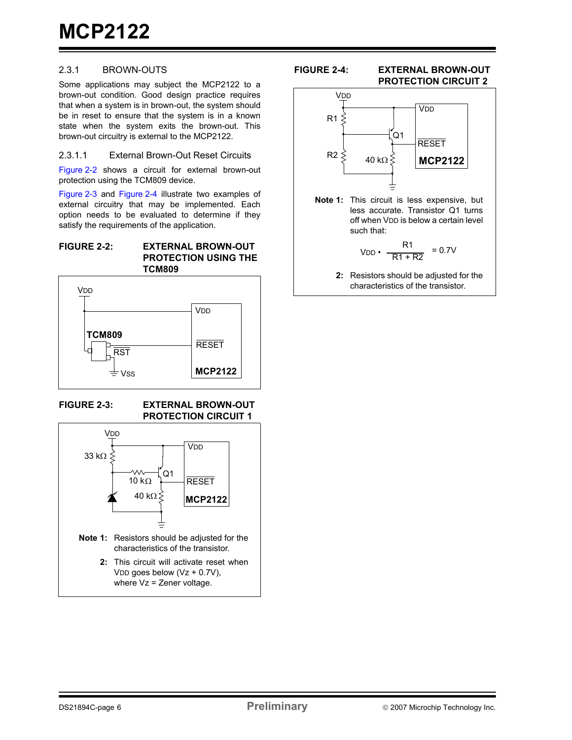### 2.3.1 BROWN-OUTS

Some applications may subject the MCP2122 to a brown-out condition. Good design practice requires that when a system is in brown-out, the system should be in reset to ensure that the system is in a known state when the system exits the brown-out. This brown-out circuitry is external to the MCP2122.

#### 2.3.1.1 External Brown-Out Reset Circuits

Figure 2-2 shows a circuit for external brown-out protection using the TCM809 device.

Figure 2-3 and Figure 2-4 illustrate two examples of external circuitry that may be implemented. Each option needs to be evaluated to determine if they satisfy the requirements of the application.

**FIGURE 2-2: EXTERNAL BROWN-OUT PROTECTION USING THE TCM809**

VDD, TCM809, RST, VSS, VDD, RESET, MCP2122

**FIGURE 2-3: EXTERNAL BROWN-OUT PROTECTION CIRCUIT 1**

VDD, 33 kΩ, 10 kΩ, Q1, 40 kΩ, VDD, RESET, MCP2122

**Note 1:** Resistors should be adjusted for the characteristics of the transistor.

**2:** This circuit will activate reset when VDD goes below (Vz + 0.7V), where Vz = Zener voltage.

**FIGURE 2-4: EXTERNAL BROWN-OUT PROTECTION CIRCUIT 2**

VDD, R1, R2, Q1, 40 kΩ, VDD, RESET, MCP2122

**Note 1:** This circuit is less expensive, but less accurate. Transistor Q1 turns off when VDD is below a certain level such that:

$$V_{DD} \bullet \frac{R1}{R1 + R2} = 0.7V$$

**2:** Resistors should be adjusted for the characteristics of the transistor.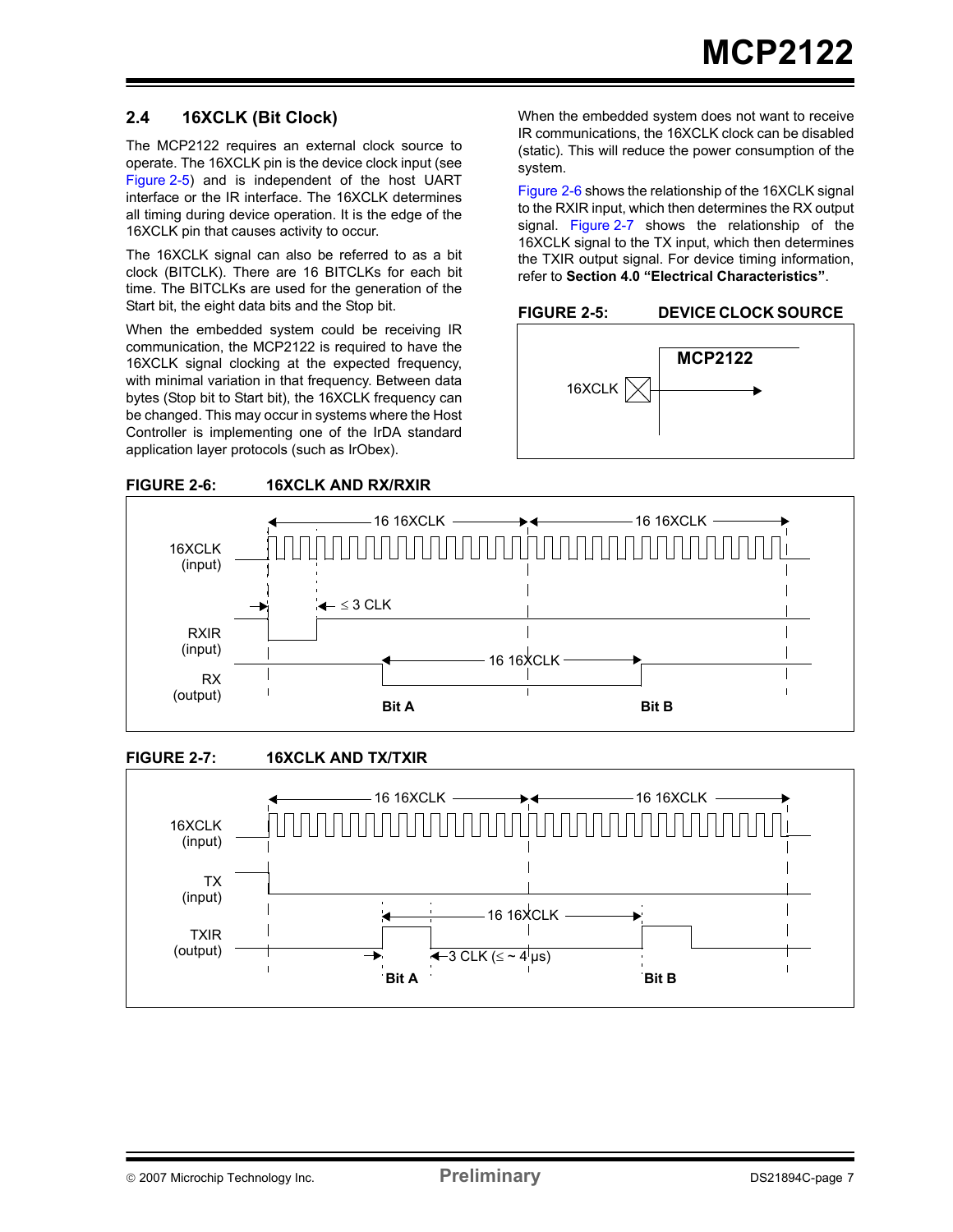## 2.4 16XCLK (Bit Clock)

The MCP2122 requires an external clock source to operate. The 16XCLK pin is the device clock input (see Figure 2-5) and is independent of the host UART interface or the IR interface. The 16XCLK determines all timing during device operation. It is the edge of the 16XCLK pin that causes activity to occur.

The 16XCLK signal can also be referred to as a bit clock (BITCLK). There are 16 BITCLKs for each bit time. The BITCLKs are used for the generation of the Start bit, the eight data bits and the Stop bit.

When the embedded system could be receiving IR communication, the MCP2122 is required to have the 16XCLK signal clocking at the expected frequency, with minimal variation in that frequency. Between data bytes (Stop bit to Start bit), the 16XCLK frequency can be changed. This may occur in systems where the Host Controller is implementing one of the IrDA standard application layer protocols (such as IrObex).

When the embedded system does not want to receive IR communications, the 16XCLK clock can be disabled (static). This will reduce the power consumption of the system.

Figure 2-6 shows the relationship of the 16XCLK signal to the RXIR input, which then determines the RX output signal. Figure 2-7 shows the relationship of the 16XCLK signal to the TX input, which then determines the TXIR output signal. For device timing information, refer to **Section 4.0 "Electrical Characteristics"**.

**FIGURE 2-5: DEVICE CLOCK SOURCE**

**FIGURE 2-6: 16XCLK AND RX/RXIR**

**FIGURE 2-7: 16XCLK AND TX/TXIR**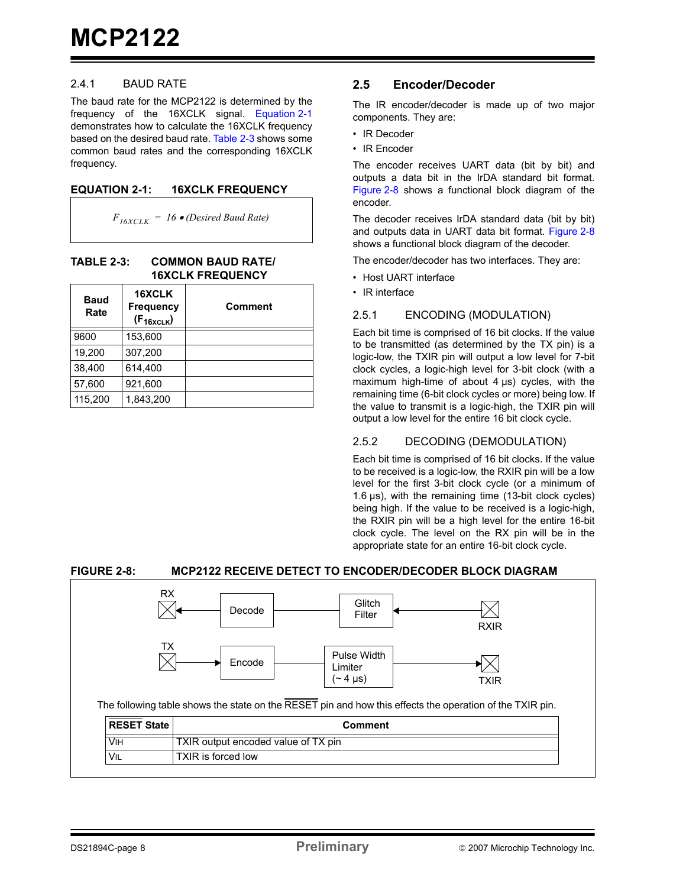### 2.4.1 BAUD RATE

The baud rate for the MCP2122 is determined by the frequency of the 16XCLK signal. Equation 2-1 demonstrates how to calculate the 16XCLK frequency based on the desired baud rate. Table 2-3 shows some common baud rates and the corresponding 16XCLK frequency.

**EQUATION 2-1: 16XCLK FREQUENCY**

$$F_{16XCLK} = 16 \bullet (Desired\ Baud\ Rate)$$

**TABLE 2-3: COMMON BAUD RATE/ 16XCLK FREQUENCY**

| Baud Rate | 16XCLK Frequency ($F_{16XCLK}$) | Comment |
|---|---|---|
| 9600 | 153,600 | |
| 19,200 | 307,200 | |
| 38,400 | 614,400 | |
| 57,600 | 921,600 | |
| 115,200 | 1,843,200 | |

## 2.5 Encoder/Decoder

The IR encoder/decoder is made up of two major components. They are:

- IR Decoder
- IR Encoder

The encoder receives UART data (bit by bit) and outputs a data bit in the IrDA standard bit format. Figure 2-8 shows a functional block diagram of the encoder.

The decoder receives IrDA standard data (bit by bit) and outputs data in UART data bit format. Figure 2-8 shows a functional block diagram of the decoder.

The encoder/decoder has two interfaces. They are:

- Host UART interface
- IR interface

### 2.5.1 ENCODING (MODULATION)

Each bit time is comprised of 16 bit clocks. If the value to be transmitted (as determined by the TX pin) is a logic-low, the TXIR pin will output a low level for 7-bit clock cycles, a logic-high level for 3-bit clock (with a maximum high-time of about 4 µs) cycles, with the remaining time (6-bit clock cycles or more) being low. If the value to transmit is a logic-high, the TXIR pin will output a low level for the entire 16 bit clock cycle.

### 2.5.2 DECODING (DEMODULATION)

Each bit time is comprised of 16 bit clocks. If the value to be received is a logic-low, the RXIR pin will be a low level for the first 3-bit clock cycle (or a minimum of 1.6 µs), with the remaining time (13-bit clock cycles) being high. If the value to be received is a logic-high, the RXIR pin will be a high level for the entire 16-bit clock cycle. The level on the RX pin will be in the appropriate state for an entire 16-bit clock cycle.

**FIGURE 2-8: MCP2122 RECEIVE DETECT TO ENCODER/DECODER BLOCK DIAGRAM**

RX ← Decode ← Glitch Filter ← RXIR

TX → Encode → Pulse Width Limiter (~ 4 µs) → TXIR

The following table shows the state on the RESET pin and how this effects the operation of the TXIR pin.

| RESET State | Comment |
|---|---|
| VIH | TXIR output encoded value of TX pin |
| VIL | TXIR is forced low |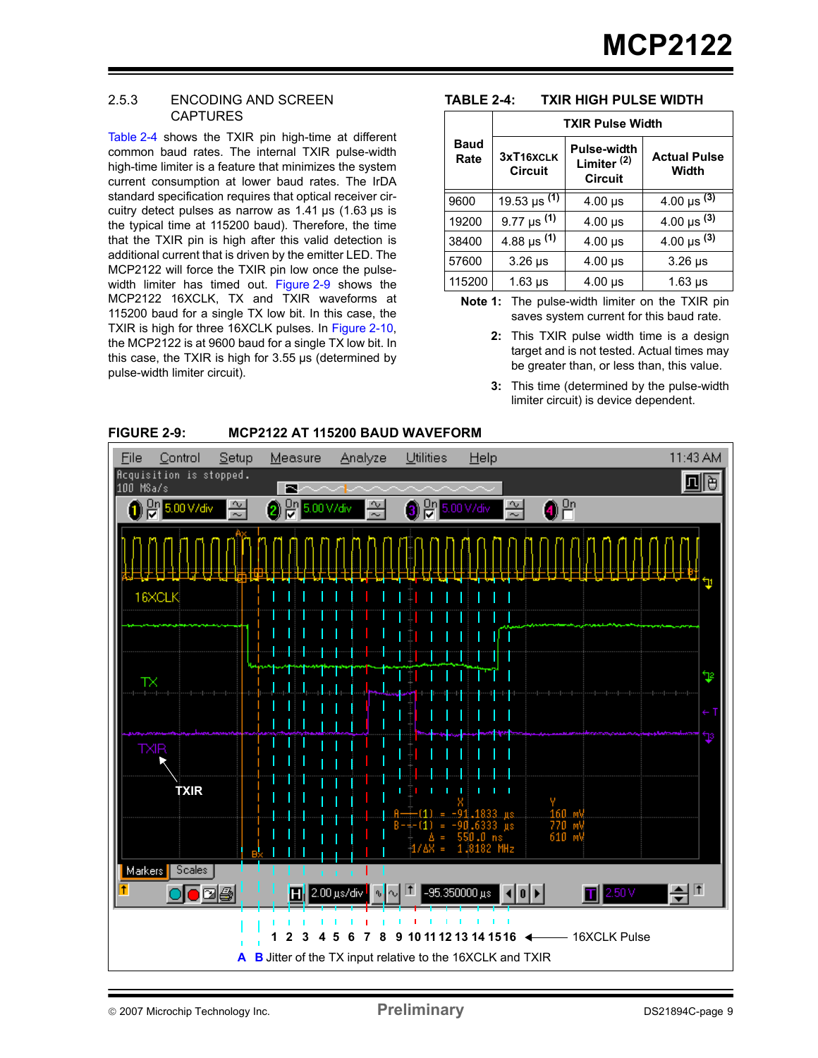### 2.5.3 ENCODING AND SCREEN CAPTURES

Table 2-4 shows the TXIR pin high-time at different common baud rates. The internal TXIR pulse-width high-time limiter is a feature that minimizes the system current consumption at lower baud rates. The IrDA standard specification requires that optical receiver circuitry detect pulses as narrow as 1.41 µs (1.63 µs is the typical time at 115200 baud). Therefore, the time that the TXIR pin is high after this valid detection is additional current that is driven by the emitter LED. The MCP2122 will force the TXIR pin low once the pulse-width limiter has timed out. Figure 2-9 shows the MCP2122 16XCLK, TX and TXIR waveforms at 115200 baud for a single TX low bit. In this case, the TXIR is high for three 16XCLK pulses. In Figure 2-10, the MCP2122 is at 9600 baud for a single TX low bit. In this case, the TXIR is high for 3.55 µs (determined by pulse-width limiter circuit).

**TABLE 2-4: TXIR HIGH PULSE WIDTH**

| Baud Rate | TXIR Pulse Width | | |
|---|---|---|---|
| | 3xT16XCLK Circuit | Pulse-width Limiter (2) Circuit | Actual Pulse Width |
| 9600 | 19.53 µs (1) | 4.00 µs | 4.00 µs (3) |
| 19200 | 9.77 µs (1) | 4.00 µs | 4.00 µs (3) |
| 38400 | 4.88 µs (1) | 4.00 µs | 4.00 µs (3) |
| 57600 | 3.26 µs | 4.00 µs | 3.26 µs |
| 115200 | 1.63 µs | 4.00 µs | 1.63 µs |

**Note 1:** The pulse-width limiter on the TXIR pin saves system current for this baud rate.

**2:** This TXIR pulse width time is a design target and is not tested. Actual times may be greater than, or less than, this value.

**3:** This time (determined by the pulse-width limiter circuit) is device dependent.

**FIGURE 2-9: MCP2122 AT 115200 BAUD WAVEFORM**

16XCLK Pulse: 1 2 3 4 5 6 7 8 9 10 11 12 13 14 15 16

A B Jitter of the TX input relative to the 16XCLK and TXIR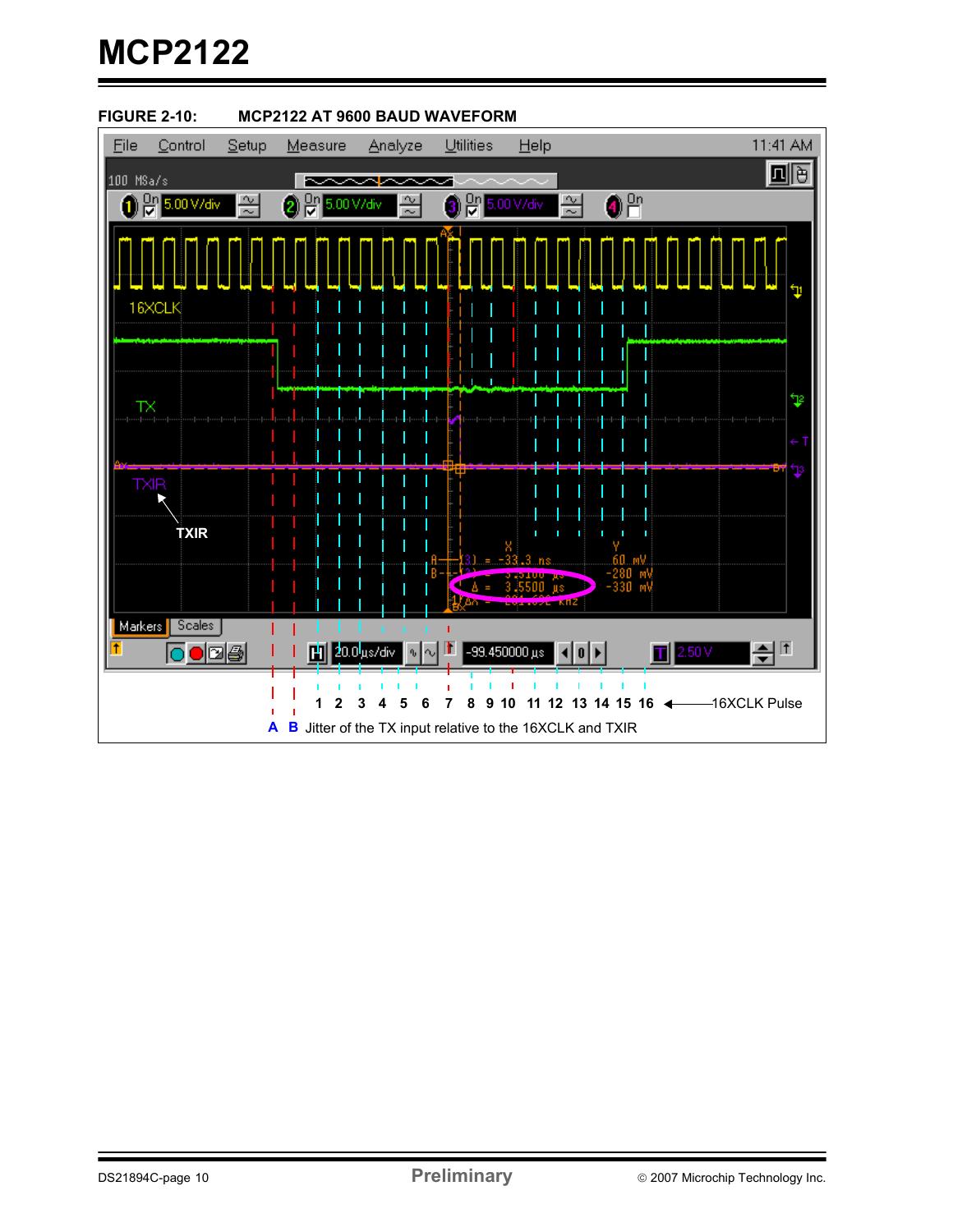**FIGURE 2-10: MCP2122 AT 9600 BAUD WAVEFORM**

1 2 3 4 5 6 7 8 9 10 11 12 13 14 15 16 ← 16XCLK Pulse

A B Jitter of the TX input relative to the 16XCLK and TXIR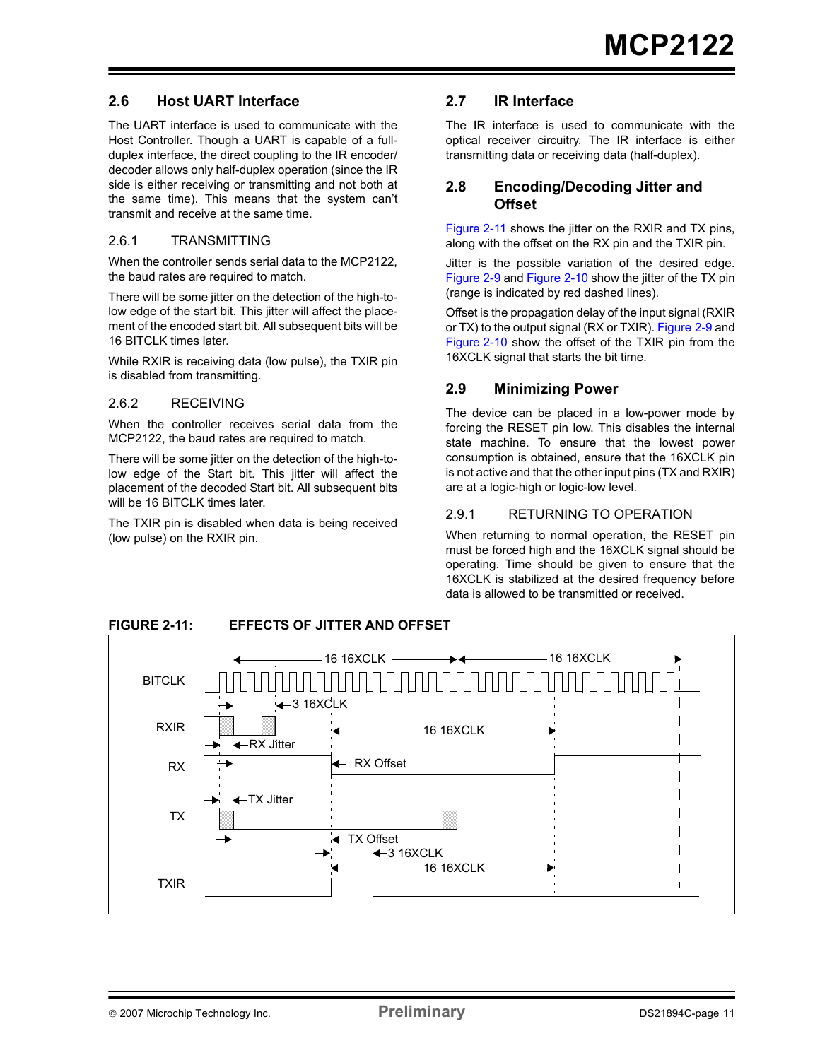## 2.6 Host UART Interface

The UART interface is used to communicate with the Host Controller. Though a UART is capable of a full-duplex interface, the direct coupling to the IR encoder/decoder allows only half-duplex operation (since the IR side is either receiving or transmitting and not both at the same time). This means that the system can't transmit and receive at the same time.

### 2.6.1 TRANSMITTING

When the controller sends serial data to the MCP2122, the baud rates are required to match.

There will be some jitter on the detection of the high-to-low edge of the start bit. This jitter will affect the placement of the encoded start bit. All subsequent bits will be 16 BITCLK times later.

While RXIR is receiving data (low pulse), the TXIR pin is disabled from transmitting.

### 2.6.2 RECEIVING

When the controller receives serial data from the MCP2122, the baud rates are required to match.

There will be some jitter on the detection of the high-to-low edge of the Start bit. This jitter will affect the placement of the decoded Start bit. All subsequent bits will be 16 BITCLK times later.

The TXIR pin is disabled when data is being received (low pulse) on the RXIR pin.

## 2.7 IR Interface

The IR interface is used to communicate with the optical receiver circuitry. The IR interface is either transmitting data or receiving data (half-duplex).

## 2.8 Encoding/Decoding Jitter and Offset

Figure 2-11 shows the jitter on the RXIR and TX pins, along with the offset on the RX pin and the TXIR pin.

Jitter is the possible variation of the desired edge. Figure 2-9 and Figure 2-10 show the jitter of the TX pin (range is indicated by red dashed lines).

Offset is the propagation delay of the input signal (RXIR or TX) to the output signal (RX or TXIR). Figure 2-9 and Figure 2-10 show the offset of the TXIR pin from the 16XCLK signal that starts the bit time.

## 2.9 Minimizing Power

The device can be placed in a low-power mode by forcing the RESET pin low. This disables the internal state machine. To ensure that the lowest power consumption is obtained, ensure that the 16XCLK pin is not active and that the other input pins (TX and RXIR) are at a logic-high or logic-low level.

### 2.9.1 RETURNING TO OPERATION

When returning to normal operation, the RESET pin must be forced high and the 16XCLK signal should be operating. Time should be given to ensure that the 16XCLK is stabilized at the desired frequency before data is allowed to be transmitted or received.

**FIGURE 2-11: EFFECTS OF JITTER AND OFFSET**

BITCLK, RXIR, RX, TX, TXIR — 16 16XCLK; 3 16XCLK; RX Jitter; RX Offset; TX Jitter; TX Offset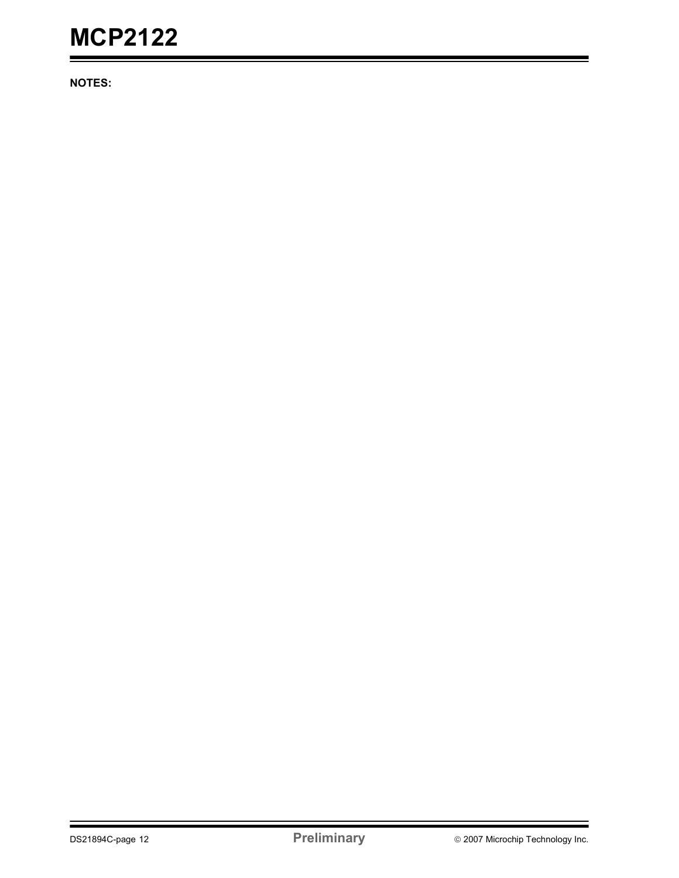**NOTES:**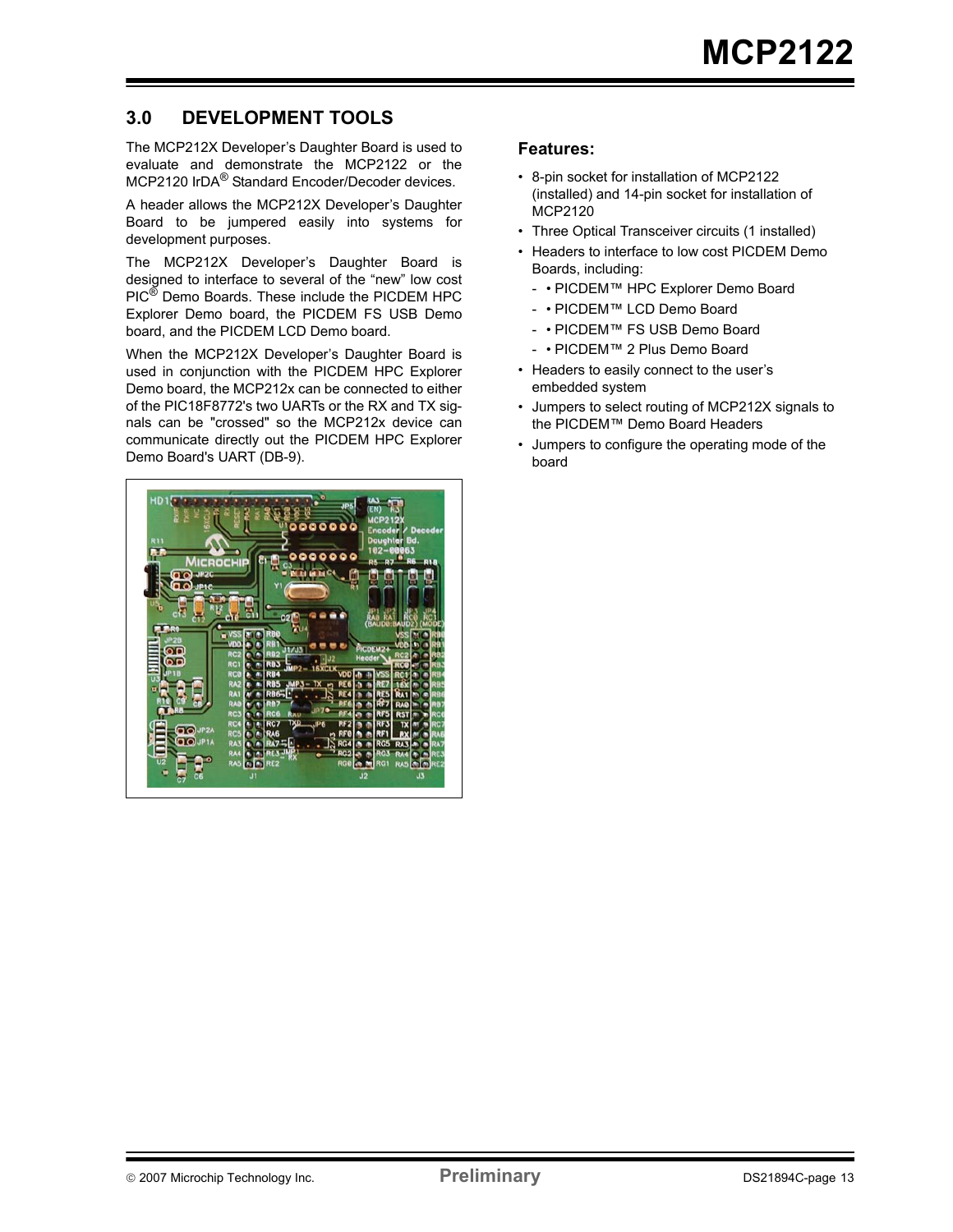## 3.0 DEVELOPMENT TOOLS

The MCP212X Developer's Daughter Board is used to evaluate and demonstrate the MCP2122 or the MCP2120 IrDA® Standard Encoder/Decoder devices.

A header allows the MCP212X Developer's Daughter Board to be jumpered easily into systems for development purposes.

The MCP212X Developer's Daughter Board is designed to interface to several of the "new" low cost PIC® Demo Boards. These include the PICDEM HPC Explorer Demo board, the PICDEM FS USB Demo board, and the PICDEM LCD Demo board.

When the MCP212X Developer's Daughter Board is used in conjunction with the PICDEM HPC Explorer Demo board, the MCP212x can be connected to either of the PIC18F8772's two UARTs or the RX and TX signals can be "crossed" so the MCP212x device can communicate directly out the PICDEM HPC Explorer Demo Board's UART (DB-9).

### Features:

- 8-pin socket for installation of MCP2122 (installed) and 14-pin socket for installation of MCP2120
- Three Optical Transceiver circuits (1 installed)
- Headers to interface to low cost PICDEM Demo Boards, including:
  - • PICDEM™ HPC Explorer Demo Board
  - • PICDEM™ LCD Demo Board
  - • PICDEM™ FS USB Demo Board
  - • PICDEM™ 2 Plus Demo Board
- Headers to easily connect to the user's embedded system
- Jumpers to select routing of MCP212X signals to the PICDEM™ Demo Board Headers
- Jumpers to configure the operating mode of the board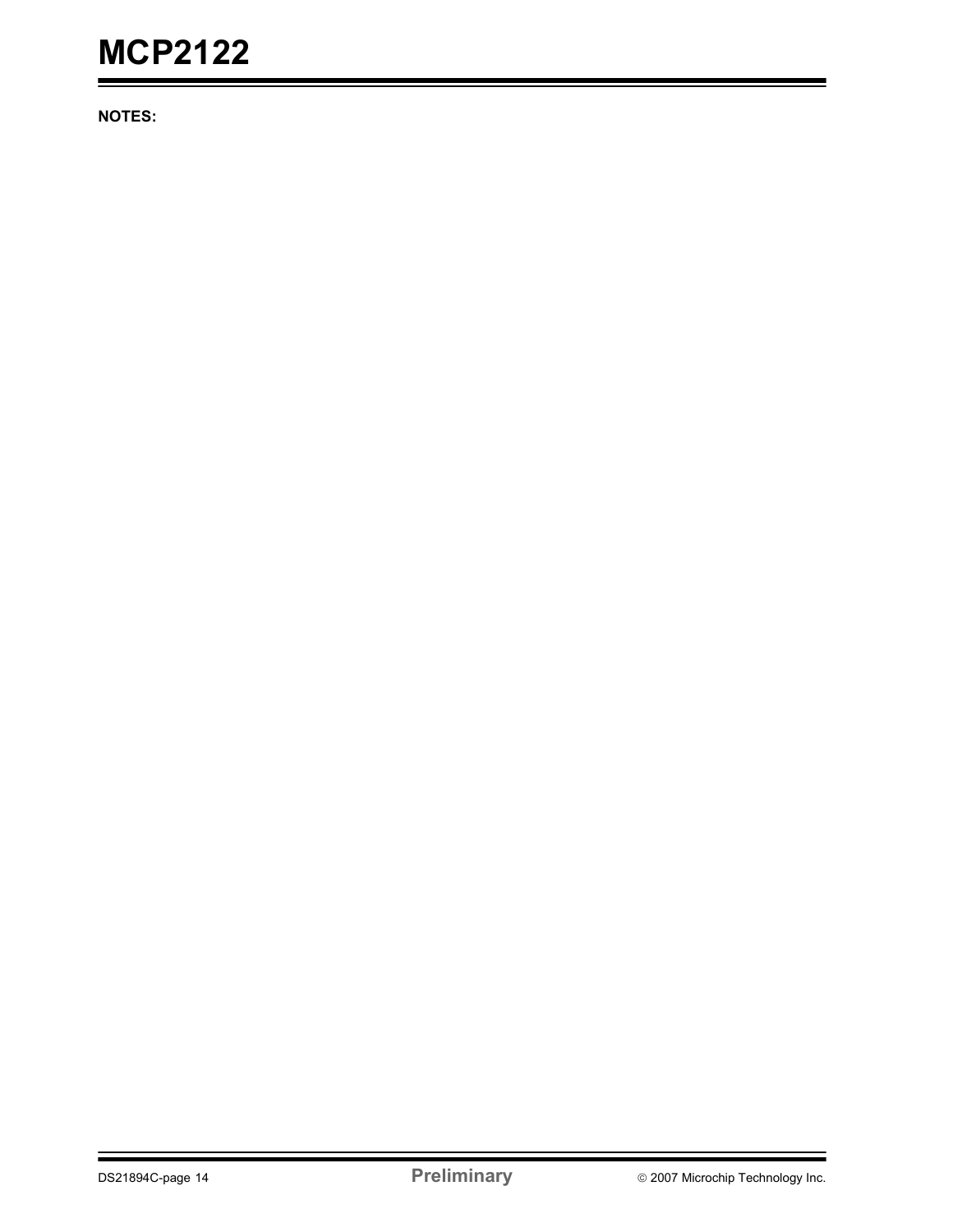**NOTES:**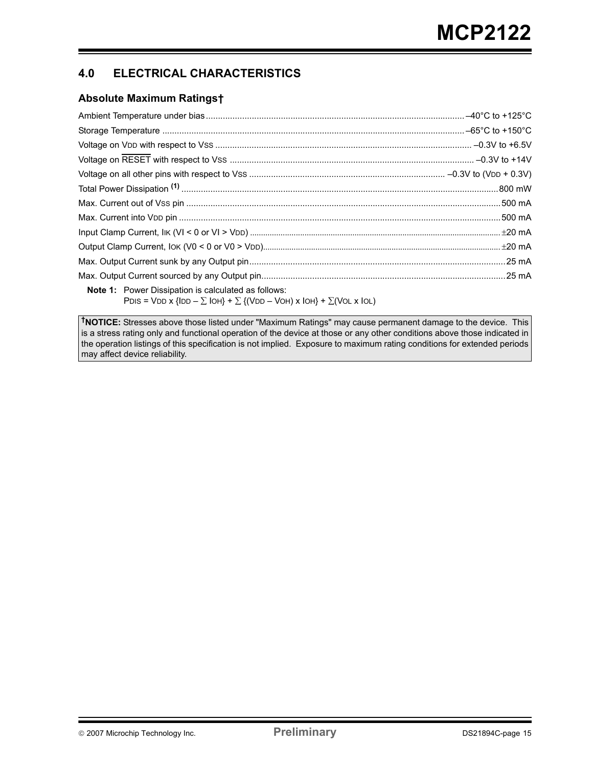## 4.0 ELECTRICAL CHARACTERISTICS

### Absolute Maximum Ratings†

Ambient Temperature under bias ............ –40°C to +125°C

Storage Temperature ............ –65°C to +150°C

Voltage on $V_{DD}$ with respect to $V_{SS}$ ............ –0.3V to +6.5V

Voltage on $\overline{RESET}$ with respect to $V_{SS}$ ............ –0.3V to +14V

Voltage on all other pins with respect to $V_{SS}$ ............ –0.3V to ($V_{DD}$ + 0.3V)

Total Power Dissipation [(1)] ............ 800 mW

Max. Current out of $V_{SS}$ pin ............ 500 mA

Max. Current into $V_{DD}$ pin ............ 500 mA

Input Clamp Current, $I_{IK}$ ($V_I < 0$ or $V_I > V_{DD}$) ............ ±20 mA

Output Clamp Current, $I_{OK}$ ($V_0 < 0$ or $V_0 > V_{DD}$) ............ ±20 mA

Max. Output Current sunk by any Output pin ............ 25 mA

Max. Output Current sourced by any Output pin ............ 25 mA

**Note 1:** Power Dissipation is calculated as follows:
$P_{DIS} = V_{DD} \times \{I_{DD} - \sum I_{OH}\} + \sum \{(V_{DD} - V_{OH}) \times I_{OH}\} + \sum(V_{OL} \times I_{OL})$

**†NOTICE:** Stresses above those listed under "Maximum Ratings" may cause permanent damage to the device. This is a stress rating only and functional operation of the device at those or any other conditions above those indicated in the operation listings of this specification is not implied. Exposure to maximum rating conditions for extended periods may affect device reliability.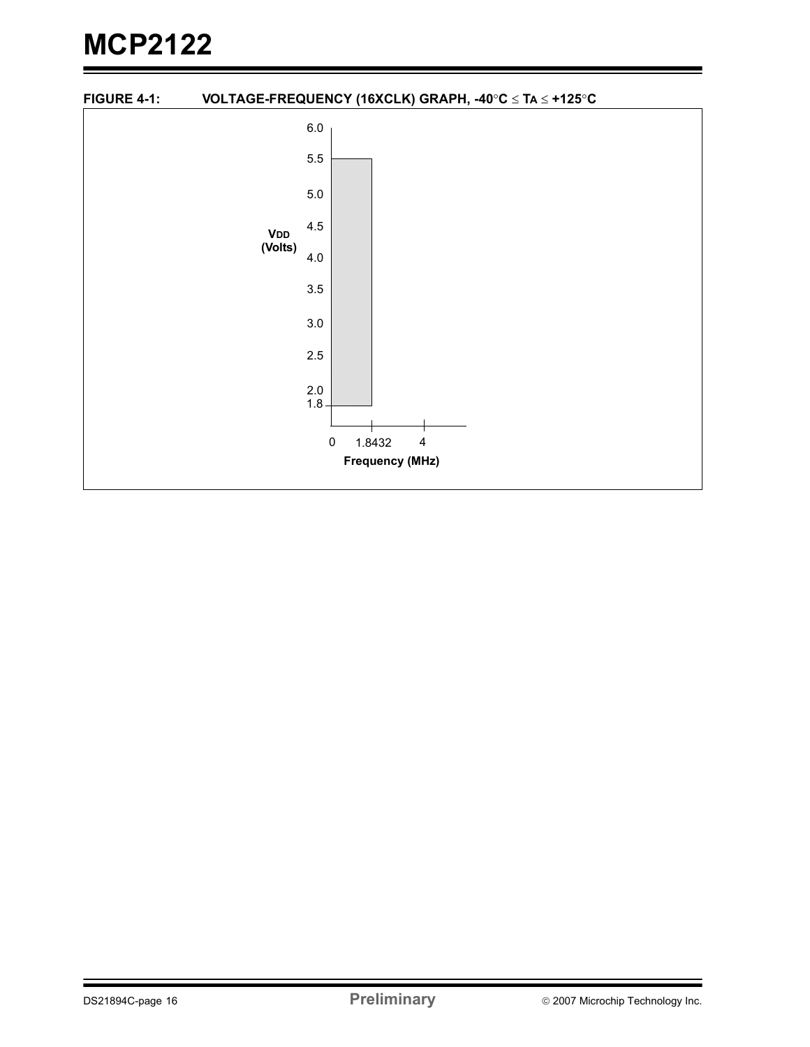**FIGURE 4-1: VOLTAGE-FREQUENCY (16XCLK) GRAPH, -40°C ≤ $T_A$ ≤ +125°C**

$V_{DD}$ (Volts)

6.0
5.5
5.0
4.5
4.0
3.5
3.0
2.5
2.0
1.8

0 1.8432 4

Frequency (MHz)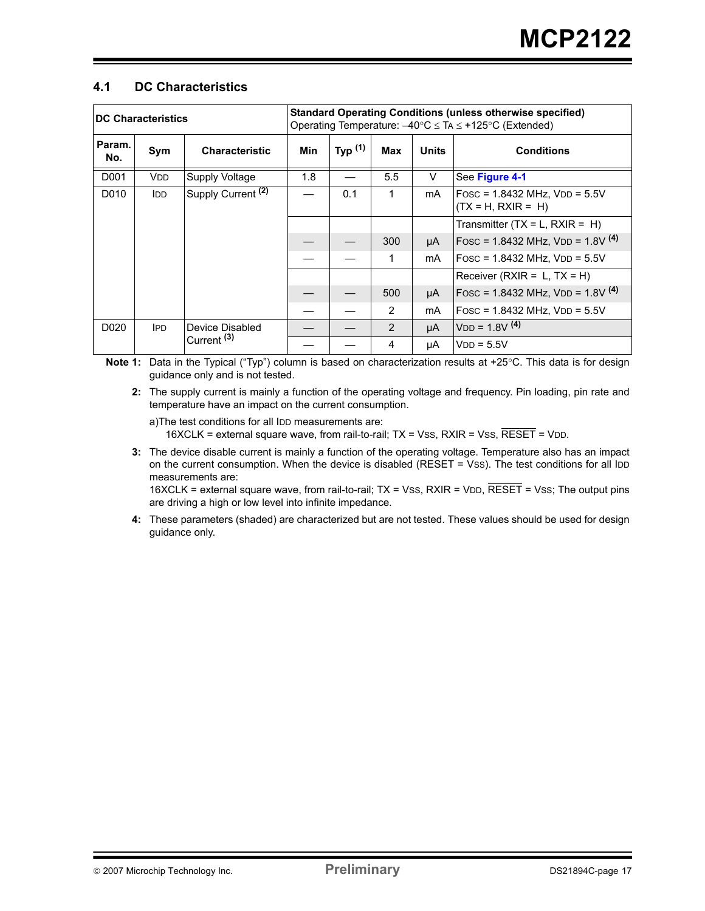## 4.1 DC Characteristics

| DC Characteristics | | | Standard Operating Conditions (unless otherwise specified) Operating Temperature: $-40°C \leq T_A \leq +125°C$ (Extended) | | | | |
|---|---|---|---|---|---|---|---|
| Param. No. | Sym | Characteristic | Min | Typ [1] | Max | Units | Conditions |
| D001 | $V_{DD}$ | Supply Voltage | 1.8 | — | 5.5 | V | See Figure 4-1 |
| D010 | $I_{DD}$ | Supply Current [2] | — | 0.1 | 1 | mA | $F_{OSC}$ = 1.8432 MHz, $V_{DD}$ = 5.5V (TX = H, RXIR = H) |
| | | | | | | | Transmitter (TX = L, RXIR = H) |
| | | | — | — | 300 | µA | $F_{OSC}$ = 1.8432 MHz, $V_{DD}$ = 1.8V [4] |
| | | | — | — | 1 | mA | $F_{OSC}$ = 1.8432 MHz, $V_{DD}$ = 5.5V |
| | | | | | | | Receiver (RXIR = L, TX = H) |
| | | | — | — | 500 | µA | $F_{OSC}$ = 1.8432 MHz, $V_{DD}$ = 1.8V [4] |
| | | | — | — | 2 | mA | $F_{OSC}$ = 1.8432 MHz, $V_{DD}$ = 5.5V |
| D020 | $I_{PD}$ | Device Disabled Current [3] | — | — | 2 | µA | $V_{DD}$ = 1.8V [4] |
| | | | — | — | 4 | µA | $V_{DD}$ = 5.5V |

**Note 1:** Data in the Typical ("Typ") column is based on characterization results at +25°C. This data is for design guidance only and is not tested.

**2:** The supply current is mainly a function of the operating voltage and frequency. Pin loading, pin rate and temperature have an impact on the current consumption.

a)The test conditions for all $I_{DD}$ measurements are:
16XCLK = external square wave, from rail-to-rail; TX = $V_{SS}$, RXIR = $V_{SS}$, $\overline{RESET}$ = $V_{DD}$.

**3:** The device disable current is mainly a function of the operating voltage. Temperature also has an impact on the current consumption. When the device is disabled (RESET = $V_{SS}$). The test conditions for all $I_{DD}$ measurements are:
16XCLK = external square wave, from rail-to-rail; TX = $V_{SS}$, RXIR = $V_{DD}$, $\overline{RESET}$ = $V_{SS}$; The output pins are driving a high or low level into infinite impedance.

**4:** These parameters (shaded) are characterized but are not tested. These values should be used for design guidance only.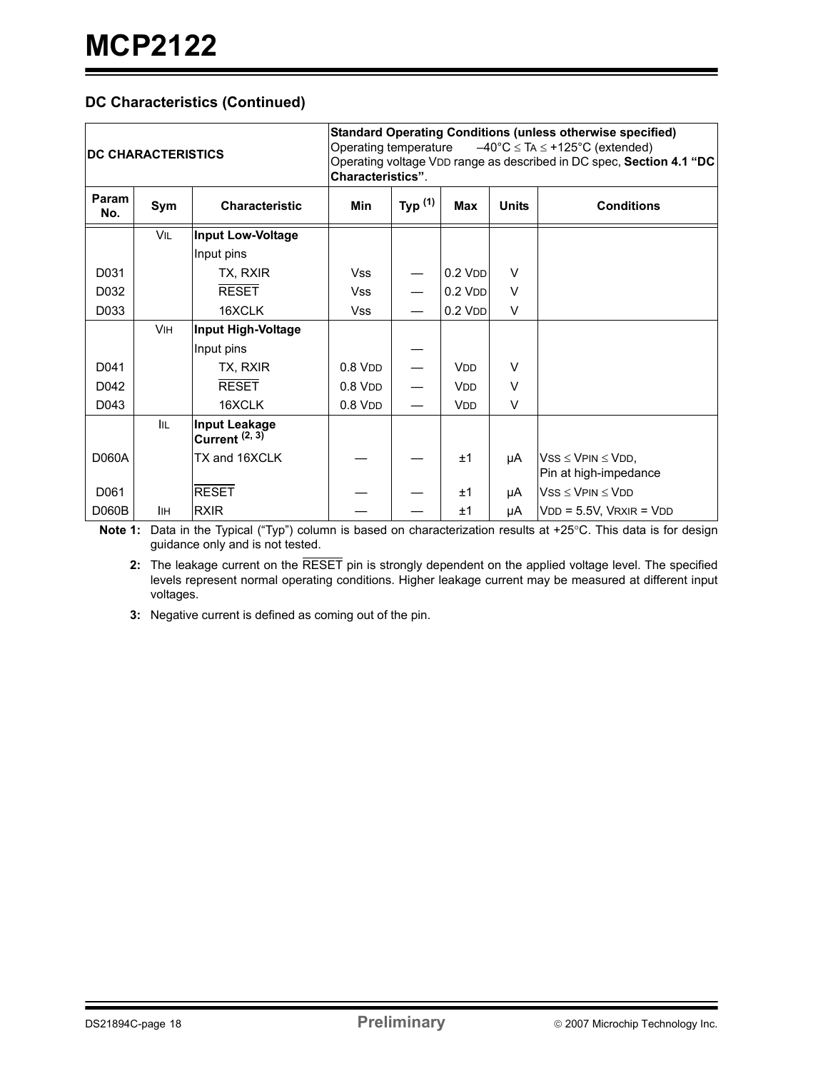## DC Characteristics (Continued)

| DC CHARACTERISTICS | | | Standard Operating Conditions (unless otherwise specified) Operating temperature –40°C ≤ $T_A$ ≤ +125°C (extended) Operating voltage $V_{DD}$ range as described in DC spec, **Section 4.1 "DC Characteristics"**. | | | | |
|---|---|---|---|---|---|---|---|
| **Param No.** | **Sym** | **Characteristic** | **Min** | **Typ [1]** | **Max** | **Units** | **Conditions** |
| | $V_{IL}$ | **Input Low-Voltage** | | | | | |
| | | Input pins | | | | | |
| D031 | | TX, RXIR | Vss | — | 0.2 $V_{DD}$ | V | |
| D032 | | $\overline{\text{RESET}}$ | Vss | — | 0.2 $V_{DD}$ | V | |
| D033 | | 16XCLK | Vss | — | 0.2 $V_{DD}$ | V | |
| | $V_{IH}$ | **Input High-Voltage** | | | | | |
| | | Input pins | | — | | | |
| D041 | | TX, RXIR | 0.8 $V_{DD}$ | — | $V_{DD}$ | V | |
| D042 | | $\overline{\text{RESET}}$ | 0.8 $V_{DD}$ | — | $V_{DD}$ | V | |
| D043 | | 16XCLK | 0.8 $V_{DD}$ | — | $V_{DD}$ | V | |
| | $I_{IL}$ | **Input Leakage Current [2, 3]** | | | | | |
| D060A | | TX and 16XCLK | — | — | ±1 | µA | $V_{SS} \leq V_{PIN} \leq V_{DD}$, Pin at high-impedance |
| D061 | | $\overline{\text{RESET}}$ | — | — | ±1 | µA | $V_{SS} \leq V_{PIN} \leq V_{DD}$ |
| D060B | $I_{IH}$ | RXIR | — | — | ±1 | µA | $V_{DD}$ = 5.5V, $V_{RXIR} = V_{DD}$ |

**Note 1:** Data in the Typical ("Typ") column is based on characterization results at +25°C. This data is for design guidance only and is not tested.

**2:** The leakage current on the $\overline{\text{RESET}}$ pin is strongly dependent on the applied voltage level. The specified levels represent normal operating conditions. Higher leakage current may be measured at different input voltages.

**3:** Negative current is defined as coming out of the pin.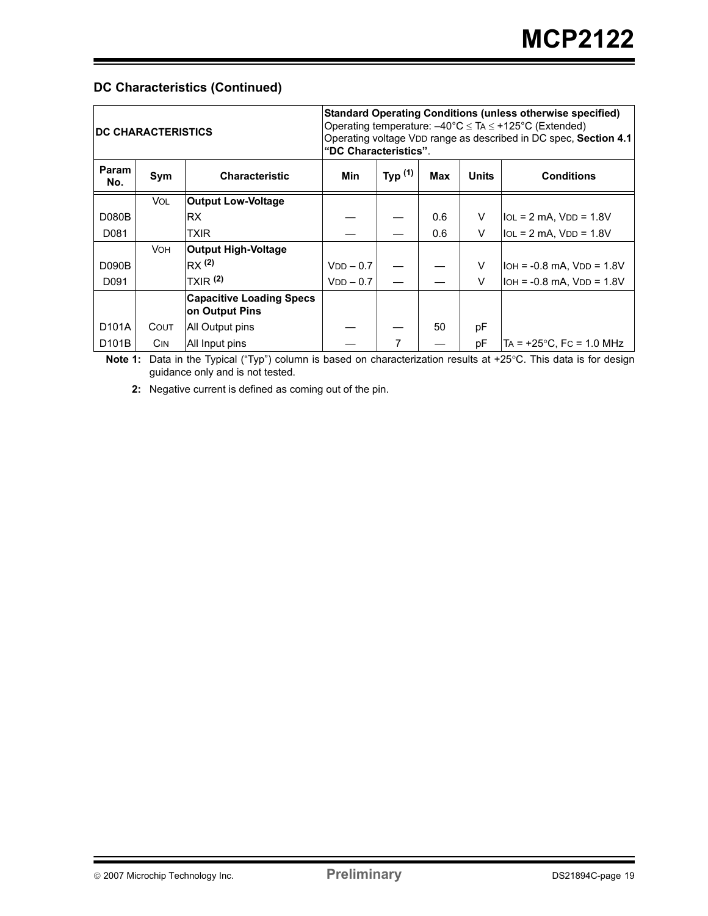## DC Characteristics (Continued)

| DC CHARACTERISTICS | | | Standard Operating Conditions (unless otherwise specified) Operating temperature: $-40°C \leq T_A \leq +125°C$ (Extended) Operating voltage $V_{DD}$ range as described in DC spec, **Section 4.1 "DC Characteristics"**. | | | | |
|---|---|---|---|---|---|---|---|
| **Param No.** | **Sym** | **Characteristic** | **Min** | **Typ (1)** | **Max** | **Units** | **Conditions** |
| | $V_{OL}$ | **Output Low-Voltage** | | | | | |
| D080B | | RX | — | — | 0.6 | V | $I_{OL}$ = 2 mA, $V_{DD}$ = 1.8V |
| D081 | | TXIR | — | — | 0.6 | V | $I_{OL}$ = 2 mA, $V_{DD}$ = 1.8V |
| | $V_{OH}$ | **Output High-Voltage** | | | | | |
| D090B | | RX (2) | $V_{DD}$ – 0.7 | — | — | V | $I_{OH}$ = -0.8 mA, $V_{DD}$ = 1.8V |
| D091 | | TXIR (2) | $V_{DD}$ – 0.7 | — | — | V | $I_{OH}$ = -0.8 mA, $V_{DD}$ = 1.8V |
| | | **Capacitive Loading Specs on Output Pins** | | | | | |
| D101A | $C_{OUT}$ | All Output pins | — | — | 50 | pF | |
| D101B | $C_{IN}$ | All Input pins | — | 7 | — | pF | $T_A$ = +25°C, $F_C$ = 1.0 MHz |

**Note 1:** Data in the Typical ("Typ") column is based on characterization results at +25°C. This data is for design guidance only and is not tested.

**2:** Negative current is defined as coming out of the pin.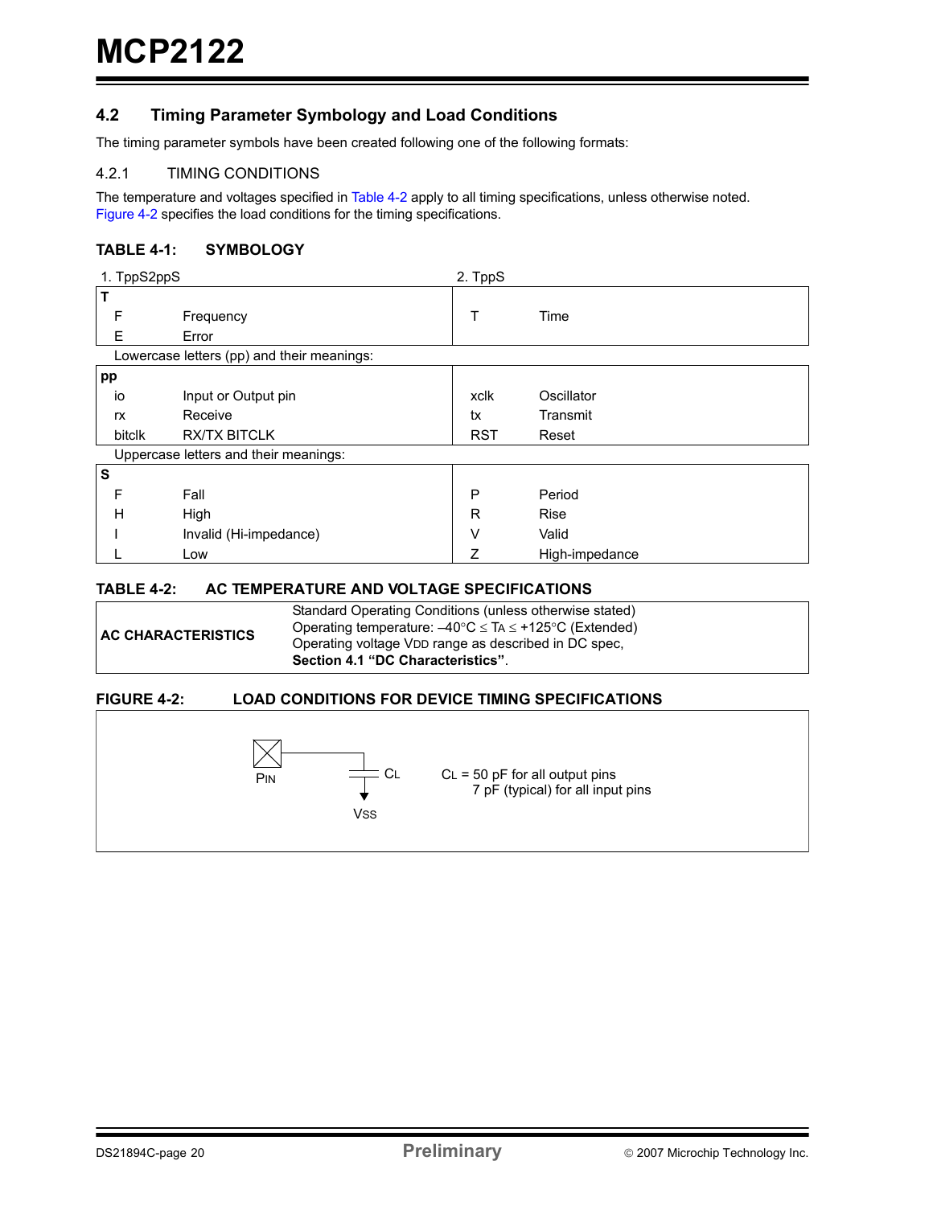## 4.2 Timing Parameter Symbology and Load Conditions

The timing parameter symbols have been created following one of the following formats:

### 4.2.1 TIMING CONDITIONS

The temperature and voltages specified in Table 4-2 apply to all timing specifications, unless otherwise noted. Figure 4-2 specifies the load conditions for the timing specifications.

**TABLE 4-1: SYMBOLOGY**

| 1. TppS2ppS | | 2. TppS | |
|---|---|---|---|
| **T** | | | |
| F | Frequency | T | Time |
| E | Error | | |
| Lowercase letters (pp) and their meanings: | | | |
| **pp** | | | |
| io | Input or Output pin | xclk | Oscillator |
| rx | Receive | tx | Transmit |
| bitclk | RX/TX BITCLK | RST | Reset |
| Uppercase letters and their meanings: | | | |
| **S** | | | |
| F | Fall | P | Period |
| H | High | R | Rise |
| I | Invalid (Hi-impedance) | V | Valid |
| L | Low | Z | High-impedance |

**TABLE 4-2: AC TEMPERATURE AND VOLTAGE SPECIFICATIONS**

| **AC CHARACTERISTICS** | Standard Operating Conditions (unless otherwise stated)<br>Operating temperature: $-40°C \le T_A \le +125°C$ (Extended)<br>Operating voltage $V_{DD}$ range as described in DC spec, **Section 4.1 "DC Characteristics"**. |
|---|---|

**FIGURE 4-2: LOAD CONDITIONS FOR DEVICE TIMING SPECIFICATIONS**

PIN — $C_L$ — VSS

$C_L$ = 50 pF for all output pins
7 pF (typical) for all input pins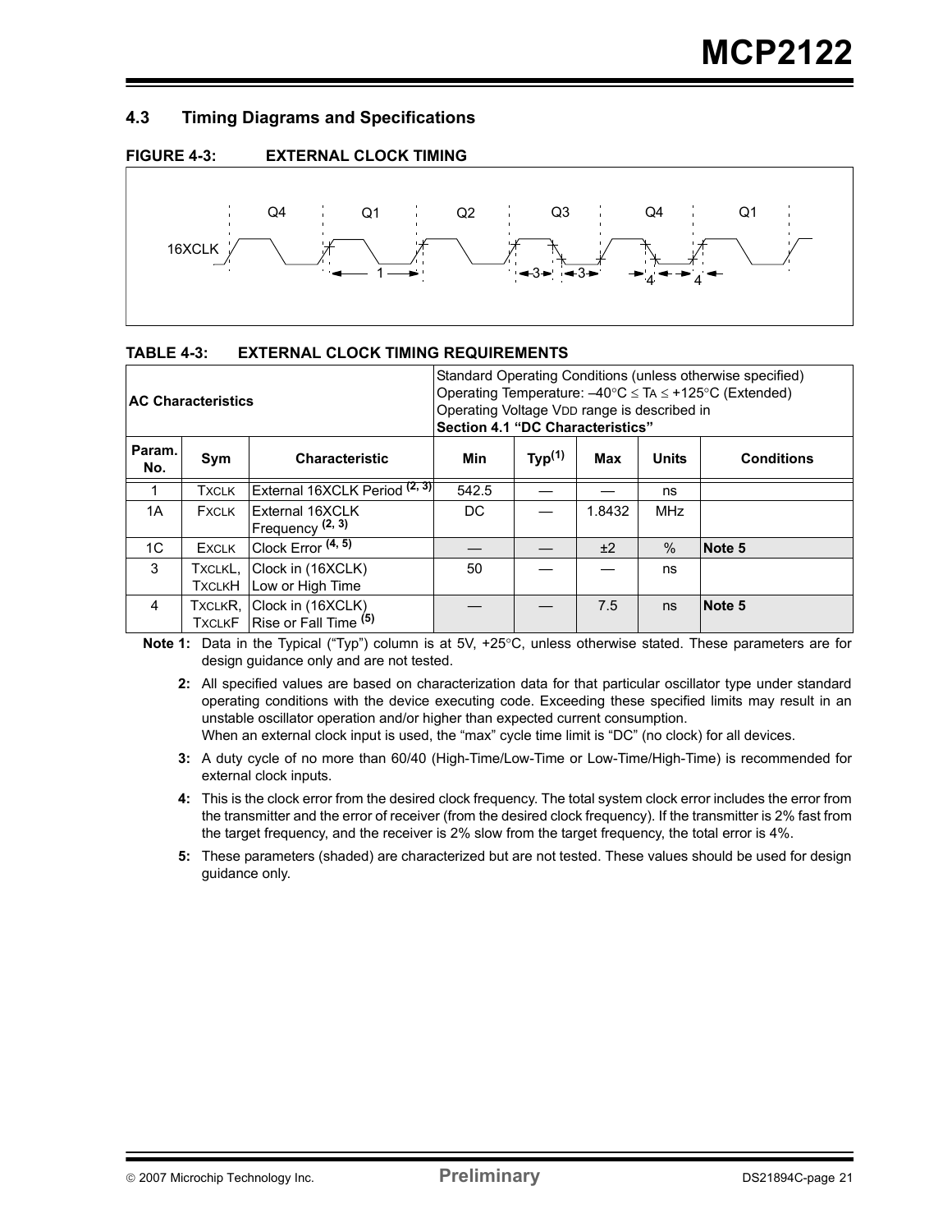## 4.3 Timing Diagrams and Specifications

**FIGURE 4-3: EXTERNAL CLOCK TIMING**

**TABLE 4-3: EXTERNAL CLOCK TIMING REQUIREMENTS**

| **AC Characteristics** | | | Standard Operating Conditions (unless otherwise specified) Operating Temperature: –40°C ≤ TA ≤ +125°C (Extended) Operating Voltage VDD range is described in **Section 4.1 "DC Characteristics"** | | | | |
|---|---|---|---|---|---|---|---|
| **Param. No.** | **Sym** | **Characteristic** | **Min** | **Typ(1)** | **Max** | **Units** | **Conditions** |
| 1 | TXCLK | External 16XCLK Period (2, 3) | 542.5 | — | — | ns | |
| 1A | FXCLK | External 16XCLK Frequency (2, 3) | DC | — | 1.8432 | MHz | |
| 1C | EXCLK | Clock Error (4, 5) | — | — | ±2 | % | **Note 5** |
| 3 | TXCLKL, TXCLKH | Clock in (16XCLK) Low or High Time | 50 | — | — | ns | |
| 4 | TXCLKR, TXCLKF | Clock in (16XCLK) Rise or Fall Time (5) | — | — | 7.5 | ns | **Note 5** |

**Note 1:** Data in the Typical ("Typ") column is at 5V, +25°C, unless otherwise stated. These parameters are for design guidance only and are not tested.

**2:** All specified values are based on characterization data for that particular oscillator type under standard operating conditions with the device executing code. Exceeding these specified limits may result in an unstable oscillator operation and/or higher than expected current consumption.
When an external clock input is used, the "max" cycle time limit is "DC" (no clock) for all devices.

**3:** A duty cycle of no more than 60/40 (High-Time/Low-Time or Low-Time/High-Time) is recommended for external clock inputs.

**4:** This is the clock error from the desired clock frequency. The total system clock error includes the error from the transmitter and the error of receiver (from the desired clock frequency). If the transmitter is 2% fast from the target frequency, and the receiver is 2% slow from the target frequency, the total error is 4%.

**5:** These parameters (shaded) are characterized but are not tested. These values should be used for design guidance only.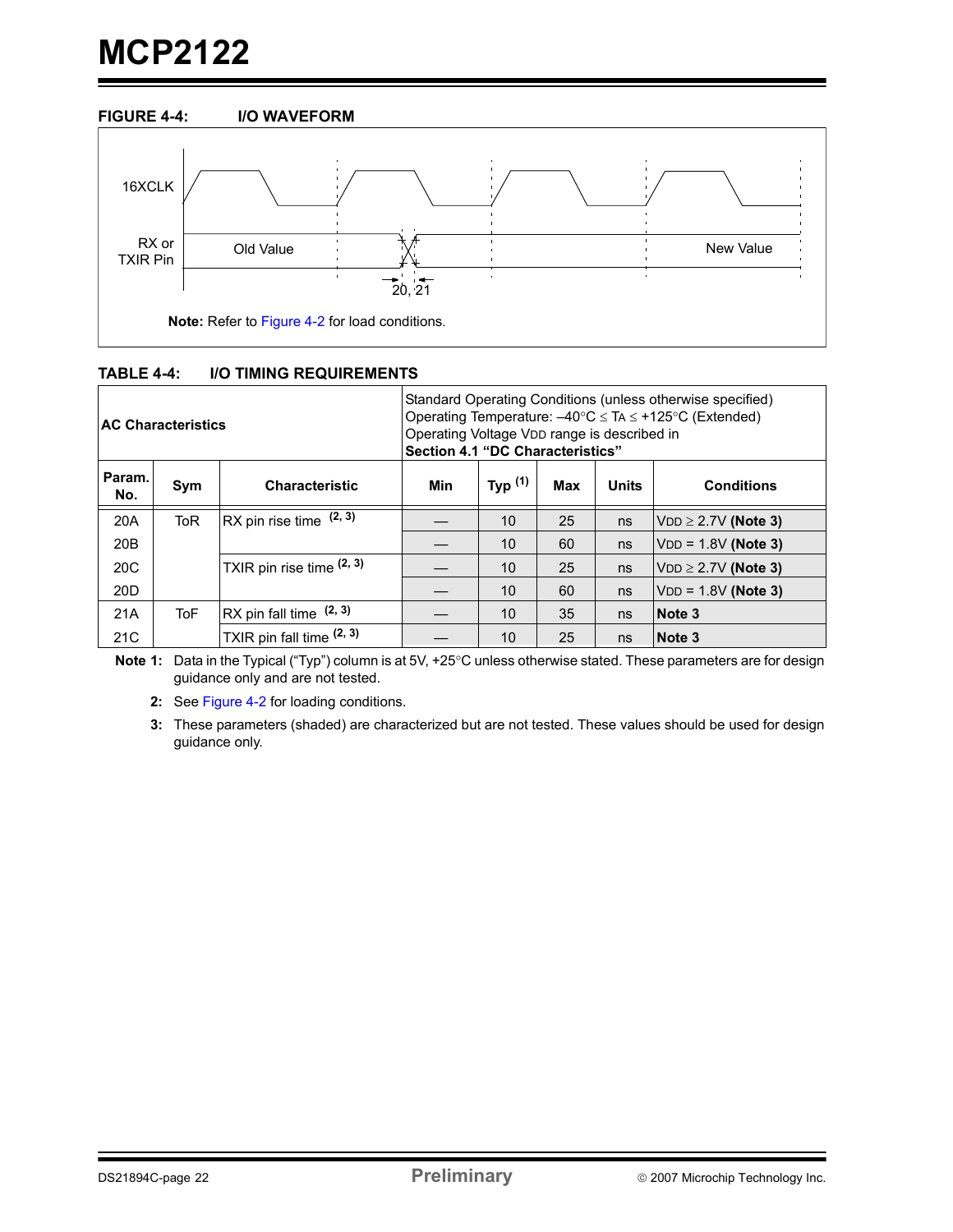**FIGURE 4-4: I/O WAVEFORM**

16XCLK

RX or TXIR Pin — Old Value — New Value

20, 21

**Note:** Refer to Figure 4-2 for load conditions.

**TABLE 4-4: I/O TIMING REQUIREMENTS**

| AC Characteristics | | | Standard Operating Conditions (unless otherwise specified) Operating Temperature: –40°C ≤ TA ≤ +125°C (Extended) Operating Voltage VDD range is described in **Section 4.1 "DC Characteristics"** | | | | |
|---|---|---|---|---|---|---|---|
| **Param. No.** | **Sym** | **Characteristic** | **Min** | **Typ (1)** | **Max** | **Units** | **Conditions** |
| 20A | ToR | RX pin rise time (2, 3) | — | 10 | 25 | ns | VDD ≥ 2.7V **(Note 3)** |
| 20B | | | — | 10 | 60 | ns | VDD = 1.8V **(Note 3)** |
| 20C | | TXIR pin rise time (2, 3) | — | 10 | 25 | ns | VDD ≥ 2.7V **(Note 3)** |
| 20D | | | — | 10 | 60 | ns | VDD = 1.8V **(Note 3)** |
| 21A | ToF | RX pin fall time (2, 3) | — | 10 | 35 | ns | **Note 3** |
| 21C | | TXIR pin fall time (2, 3) | — | 10 | 25 | ns | **Note 3** |

**Note 1:** Data in the Typical ("Typ") column is at 5V, +25°C unless otherwise stated. These parameters are for design guidance only and are not tested.

**2:** See Figure 4-2 for loading conditions.

**3:** These parameters (shaded) are characterized but are not tested. These values should be used for design guidance only.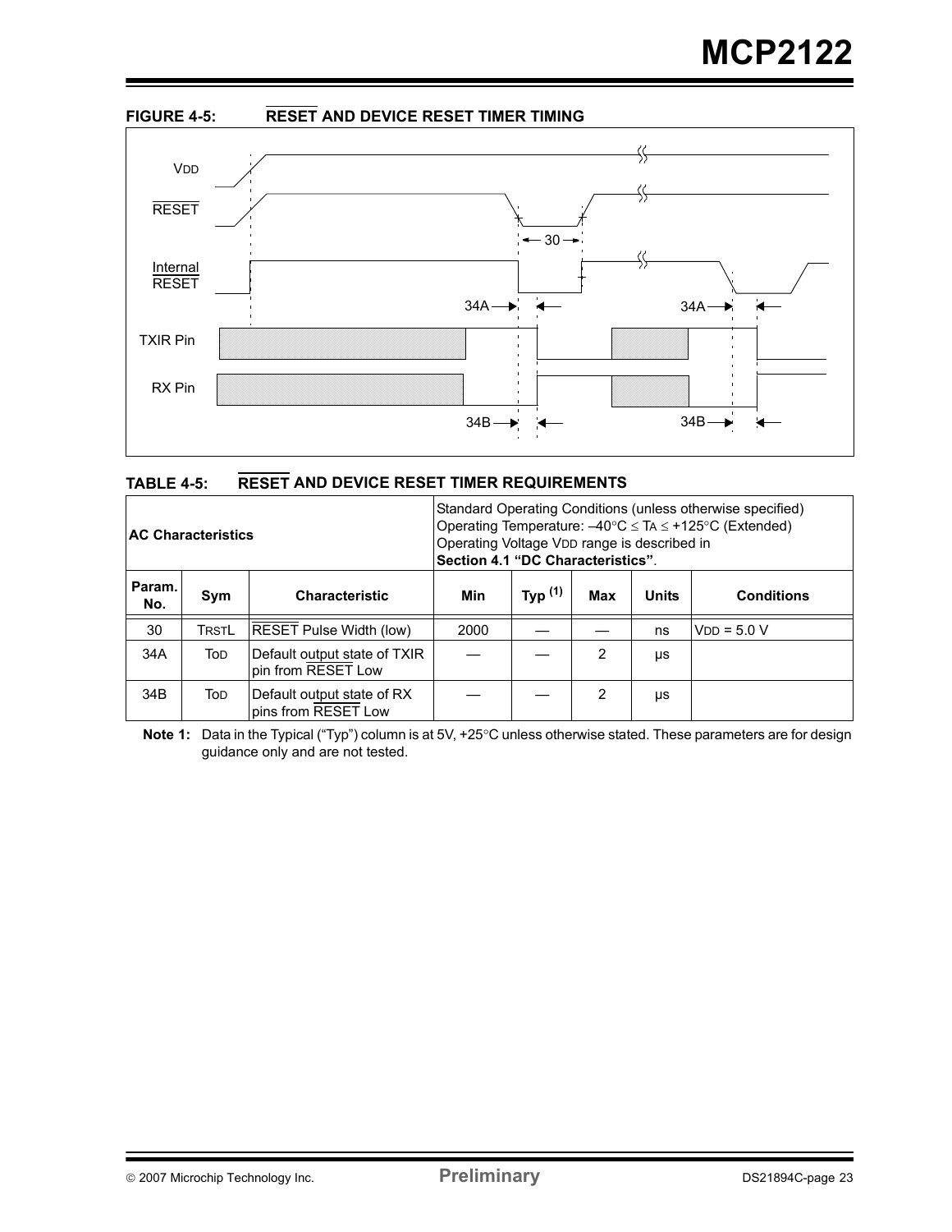**FIGURE 4-5: RESET AND DEVICE RESET TIMER TIMING**

**TABLE 4-5: RESET AND DEVICE RESET TIMER REQUIREMENTS**

| AC Characteristics | | | Standard Operating Conditions (unless otherwise specified) Operating Temperature: –40°C ≤ TA ≤ +125°C (Extended) Operating Voltage VDD range is described in **Section 4.1 "DC Characteristics"**. | | | | |
|---|---|---|---|---|---|---|---|
| **Param. No.** | **Sym** | **Characteristic** | **Min** | **Typ (1)** | **Max** | **Units** | **Conditions** |
| 30 | TRSTL | RESET Pulse Width (low) | 2000 | — | — | ns | VDD = 5.0 V |
| 34A | TOD | Default output state of TXIR pin from RESET Low | — | — | 2 | µs | |
| 34B | TOD | Default output state of RX pins from RESET Low | — | — | 2 | µs | |

**Note 1:** Data in the Typical ("Typ") column is at 5V, +25°C unless otherwise stated. These parameters are for design guidance only and are not tested.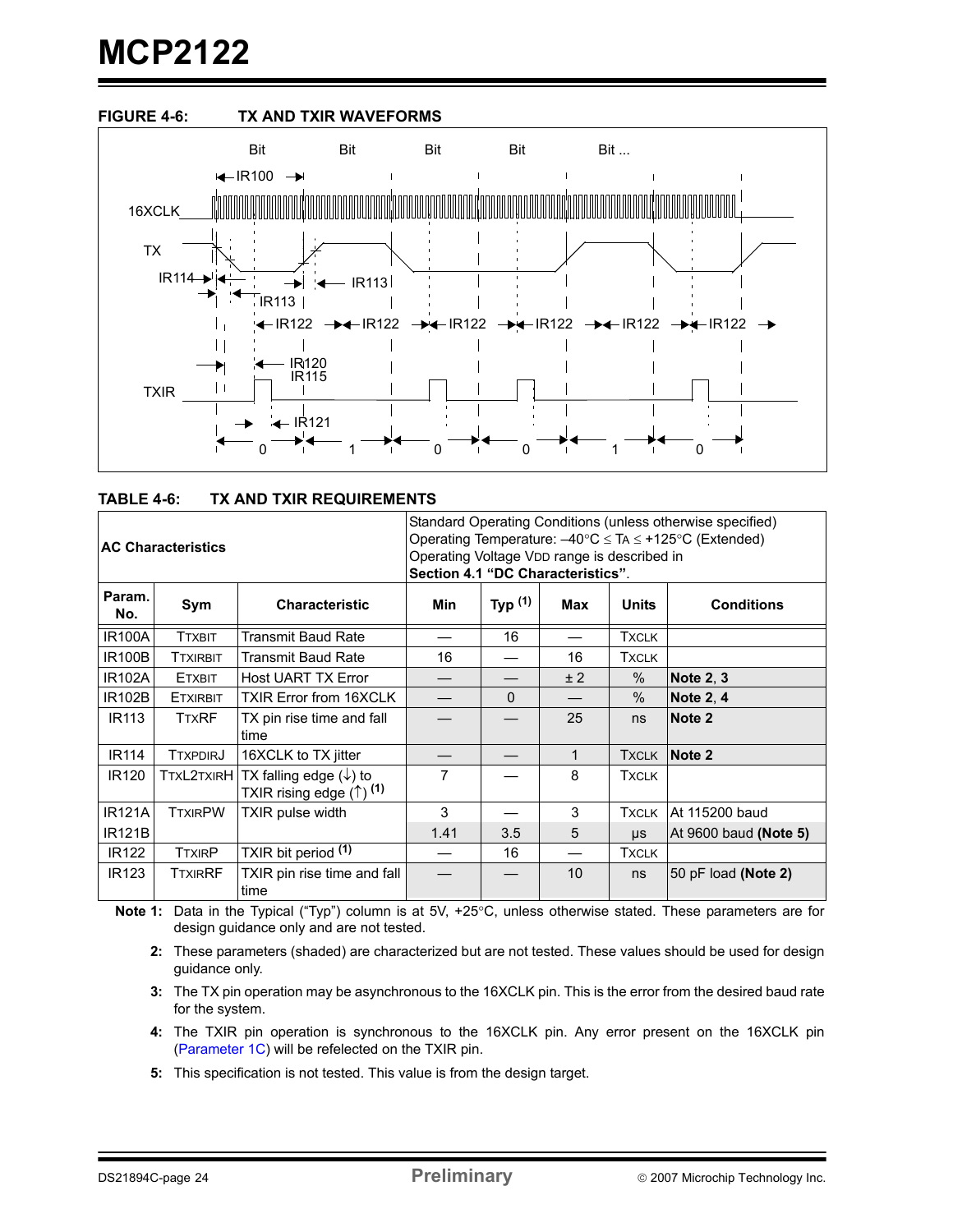**FIGURE 4-6: TX AND TXIR WAVEFORMS**

**TABLE 4-6: TX AND TXIR REQUIREMENTS**

| AC Characteristics | | | Standard Operating Conditions (unless otherwise specified) Operating Temperature: –40°C ≤ TA ≤ +125°C (Extended) Operating Voltage VDD range is described in **Section 4.1 "DC Characteristics"**. | | | | |
|---|---|---|---|---|---|---|---|
| **Param. No.** | **Sym** | **Characteristic** | **Min** | **Typ (1)** | **Max** | **Units** | **Conditions** |
| IR100A | TTXBIT | Transmit Baud Rate | — | 16 | — | TXCLK | |
| IR100B | TTXIRBIT | Transmit Baud Rate | 16 | — | 16 | TXCLK | |
| IR102A | ETXBIT | Host UART TX Error | — | — | ± 2 | % | **Note 2**, **3** |
| IR102B | ETXIRBIT | TXIR Error from 16XCLK | — | 0 | — | % | **Note 2**, **4** |
| IR113 | TTXRF | TX pin rise time and fall time | — | — | 25 | ns | **Note 2** |
| IR114 | TTXPDIRJ | 16XCLK to TX jitter | — | — | 1 | TXCLK | **Note 2** |
| IR120 | TTXL2TXIRH | TX falling edge (↓) to TXIR rising edge (↑) (1) | 7 | — | 8 | TXCLK | |
| IR121A | TTXIRPW | TXIR pulse width | 3 | — | 3 | TXCLK | At 115200 baud |
| IR121B | | | 1.41 | 3.5 | 5 | µs | At 9600 baud **(Note 5)** |
| IR122 | TTXIRP | TXIR bit period (1) | — | 16 | — | TXCLK | |
| IR123 | TTXIRRF | TXIR pin rise time and fall time | — | — | 10 | ns | 50 pF load **(Note 2)** |

**Note 1:** Data in the Typical ("Typ") column is at 5V, +25°C, unless otherwise stated. These parameters are for design guidance only and are not tested.

**2:** These parameters (shaded) are characterized but are not tested. These values should be used for design guidance only.

**3:** The TX pin operation may be asynchronous to the 16XCLK pin. This is the error from the desired baud rate for the system.

**4:** The TXIR pin operation is synchronous to the 16XCLK pin. Any error present on the 16XCLK pin (Parameter 1C) will be refelected on the TXIR pin.

**5:** This specification is not tested. This value is from the design target.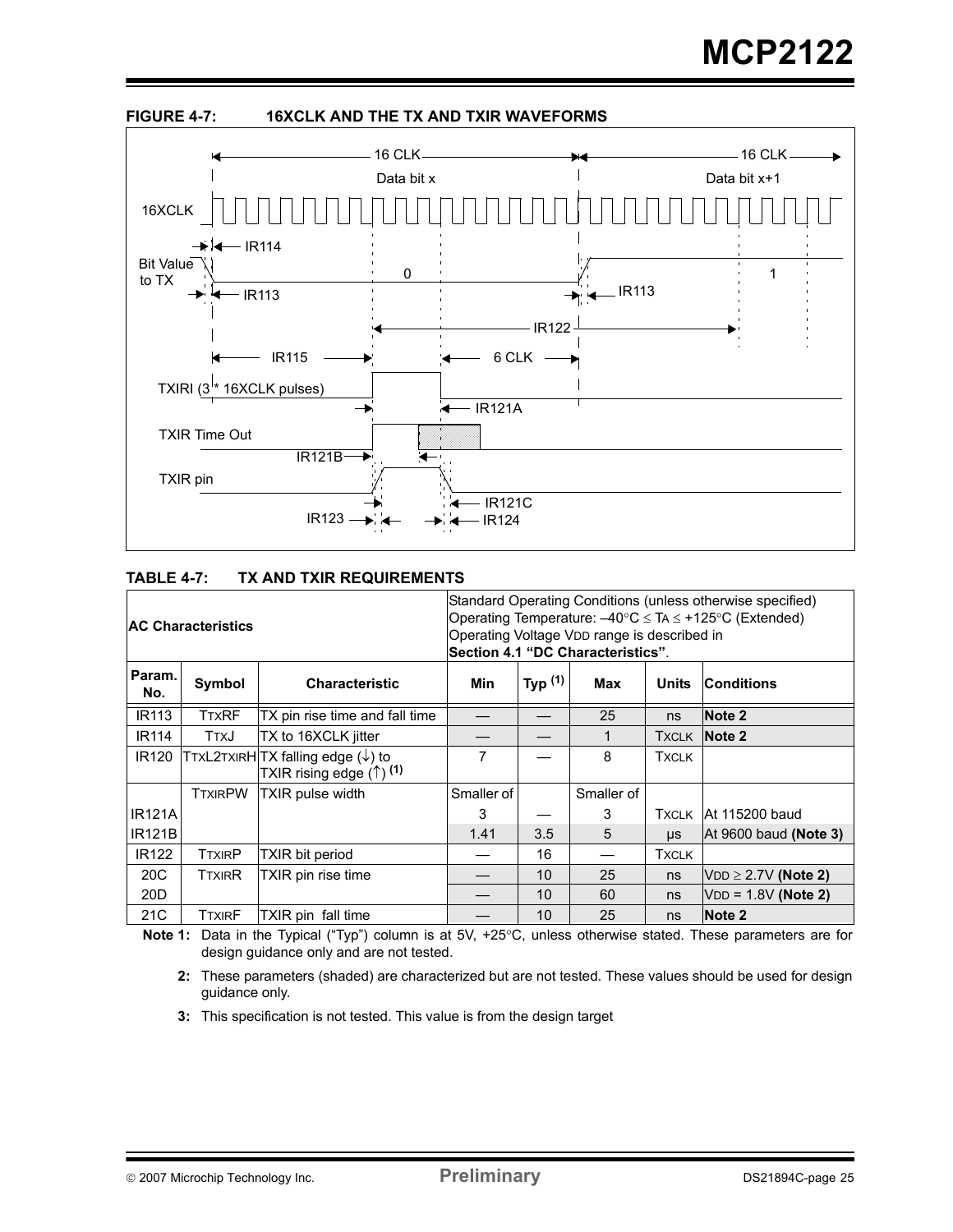**FIGURE 4-7: 16XCLK AND THE TX AND TXIR WAVEFORMS**

**TABLE 4-7: TX AND TXIR REQUIREMENTS**

| AC Characteristics | | | Standard Operating Conditions (unless otherwise specified) Operating Temperature: $-40°C \le T_A \le +125°C$ (Extended) Operating Voltage VDD range is described in **Section 4.1 "DC Characteristics"**. | | | | |
|---|---|---|---|---|---|---|---|
| **Param. No.** | **Symbol** | **Characteristic** | **Min** | **Typ (1)** | **Max** | **Units** | **Conditions** |
| IR113 | TTXRF | TX pin rise time and fall time | — | — | 25 | ns | **Note 2** |
| IR114 | TTXJ | TX to 16XCLK jitter | — | — | 1 | TXCLK | **Note 2** |
| IR120 | TTXL2TXIRH | TX falling edge (↓) to TXIR rising edge (↑) (1) | 7 | — | 8 | TXCLK | |
| | TTXIRPW | TXIR pulse width | Smaller of | | Smaller of | | |
| IR121A | | | 3 | — | 3 | TXCLK | At 115200 baud |
| IR121B | | | 1.41 | 3.5 | 5 | µs | At 9600 baud **(Note 3)** |
| IR122 | TTXIRP | TXIR bit period | — | 16 | — | TXCLK | |
| 20C | TTXIRR | TXIR pin rise time | — | 10 | 25 | ns | $V_{DD} \ge 2.7V$ **(Note 2)** |
| 20D | | | — | 10 | 60 | ns | $V_{DD} = 1.8V$ **(Note 2)** |
| 21C | TTXIRF | TXIR pin fall time | — | 10 | 25 | ns | **Note 2** |

**Note 1:** Data in the Typical ("Typ") column is at 5V, +25°C, unless otherwise stated. These parameters are for design guidance only and are not tested.

**2:** These parameters (shaded) are characterized but are not tested. These values should be used for design guidance only.

**3:** This specification is not tested. This value is from the design target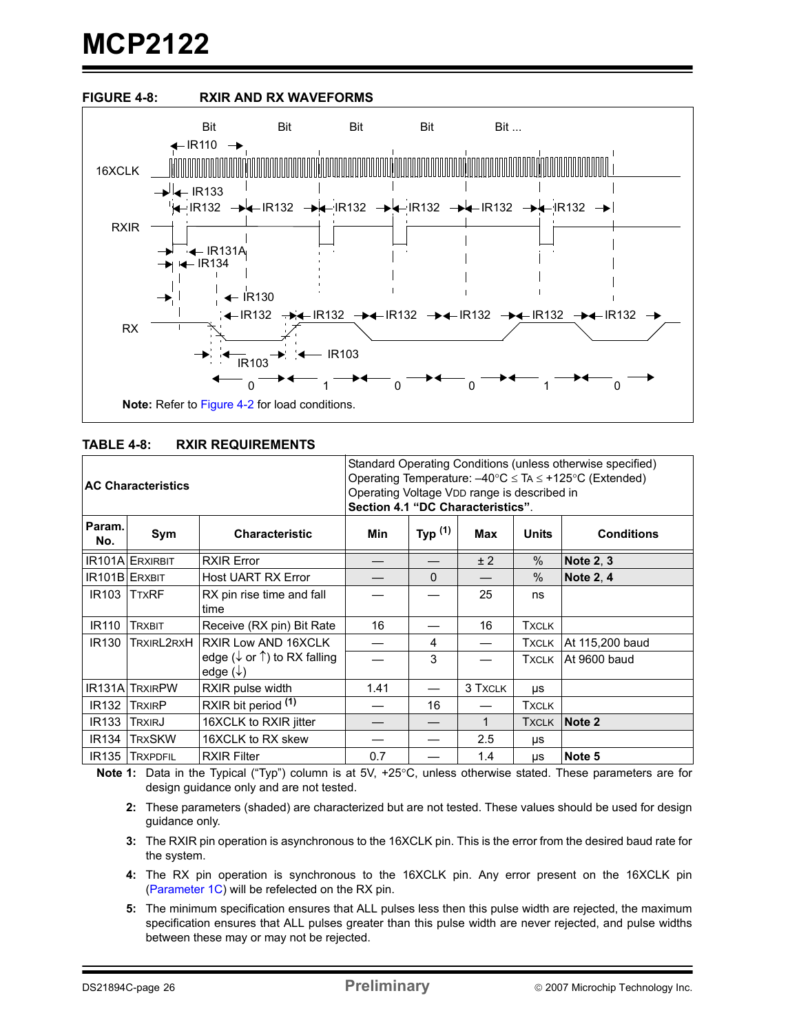**FIGURE 4-8: RXIR AND RX WAVEFORMS**

**Note:** Refer to Figure 4-2 for load conditions.

**TABLE 4-8: RXIR REQUIREMENTS**

| **AC Characteristics** | | | Standard Operating Conditions (unless otherwise specified) Operating Temperature: –40°C ≤ TA ≤ +125°C (Extended) Operating Voltage VDD range is described in **Section 4.1 “DC Characteristics”**. | | | | |
|---|---|---|---|---|---|---|---|
| **Param. No.** | **Sym** | **Characteristic** | **Min** | **Typ (1)** | **Max** | **Units** | **Conditions** |
| IR101A | ERXIRBIT | RXIR Error | — | — | ± 2 | % | **Note 2**, **3** |
| IR101B | ERXBIT | Host UART RX Error | — | 0 | — | % | **Note 2**, **4** |
| IR103 | TTXRF | RX pin rise time and fall time | — | — | 25 | ns | |
| IR110 | TRXBIT | Receive (RX pin) Bit Rate | 16 | — | 16 | TXCLK | |
| IR130 | TRXIRL2RXH | RXIR Low AND 16XCLK edge (↓ or ↑) to RX falling edge (↓) | — | 4 | — | TXCLK | At 115,200 baud |
| | | | — | 3 | — | TXCLK | At 9600 baud |
| IR131A | TRXIRPW | RXIR pulse width | 1.41 | — | 3 TXCLK | μs | |
| IR132 | TRXIRP | RXIR bit period (1) | — | 16 | — | TXCLK | |
| IR133 | TRXIRJ | 16XCLK to RXIR jitter | — | — | 1 | TXCLK | **Note 2** |
| IR134 | TRXSKW | 16XCLK to RX skew | — | — | 2.5 | μs | |
| IR135 | TRXPDFIL | RXIR Filter | 0.7 | — | 1.4 | μs | **Note 5** |

**Note 1:** Data in the Typical (“Typ”) column is at 5V, +25°C, unless otherwise stated. These parameters are for design guidance only and are not tested.

**2:** These parameters (shaded) are characterized but are not tested. These values should be used for design guidance only.

**3:** The RXIR pin operation is asynchronous to the 16XCLK pin. This is the error from the desired baud rate for the system.

**4:** The RX pin operation is synchronous to the 16XCLK pin. Any error present on the 16XCLK pin (Parameter 1C) will be refelected on the RX pin.

**5:** The minimum specification ensures that ALL pulses less then this pulse width are rejected, the maximum specification ensures that ALL pulses greater than this pulse width are never rejected, and pulse widths between these may or may not be rejected.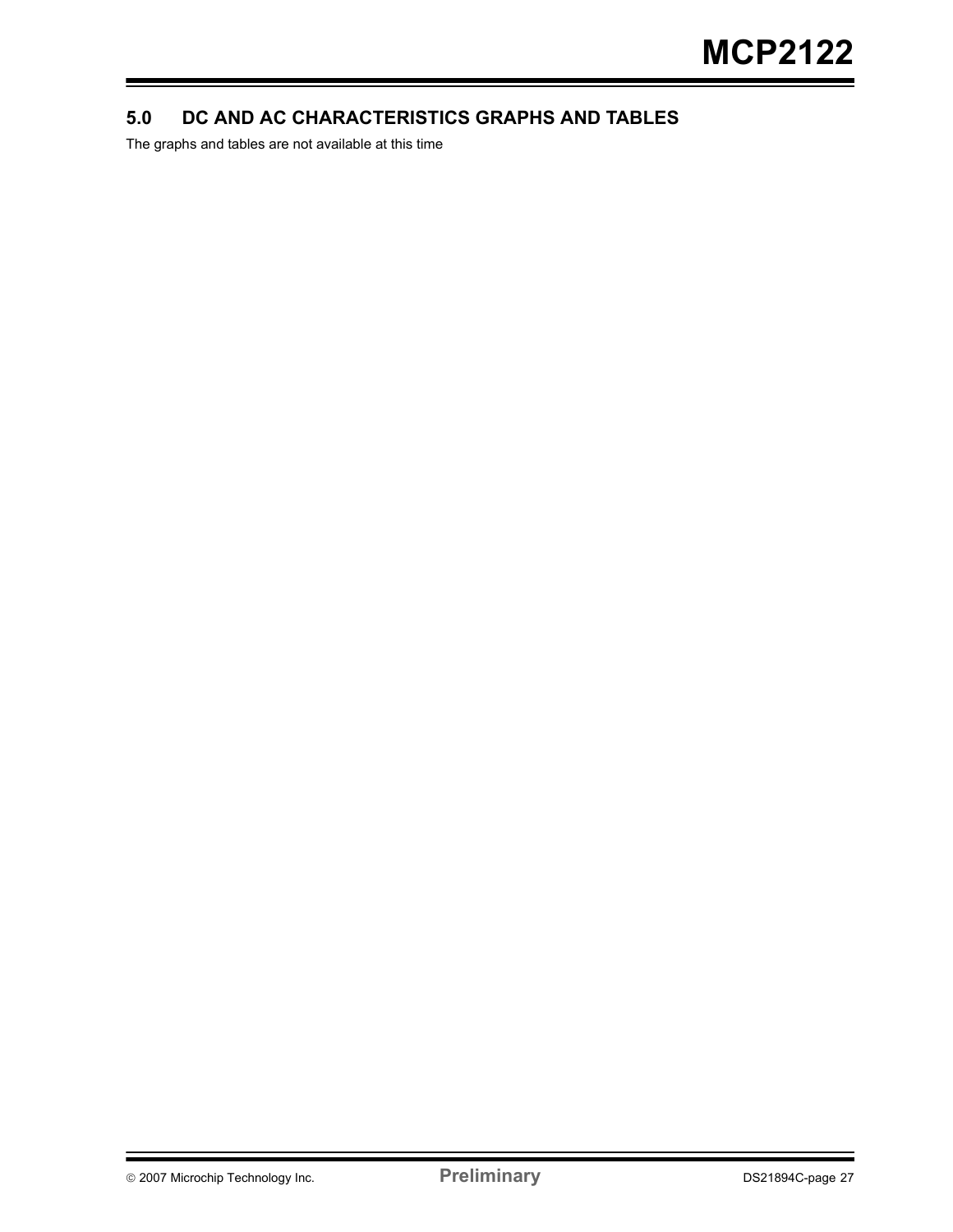## 5.0 DC AND AC CHARACTERISTICS GRAPHS AND TABLES

The graphs and tables are not available at this time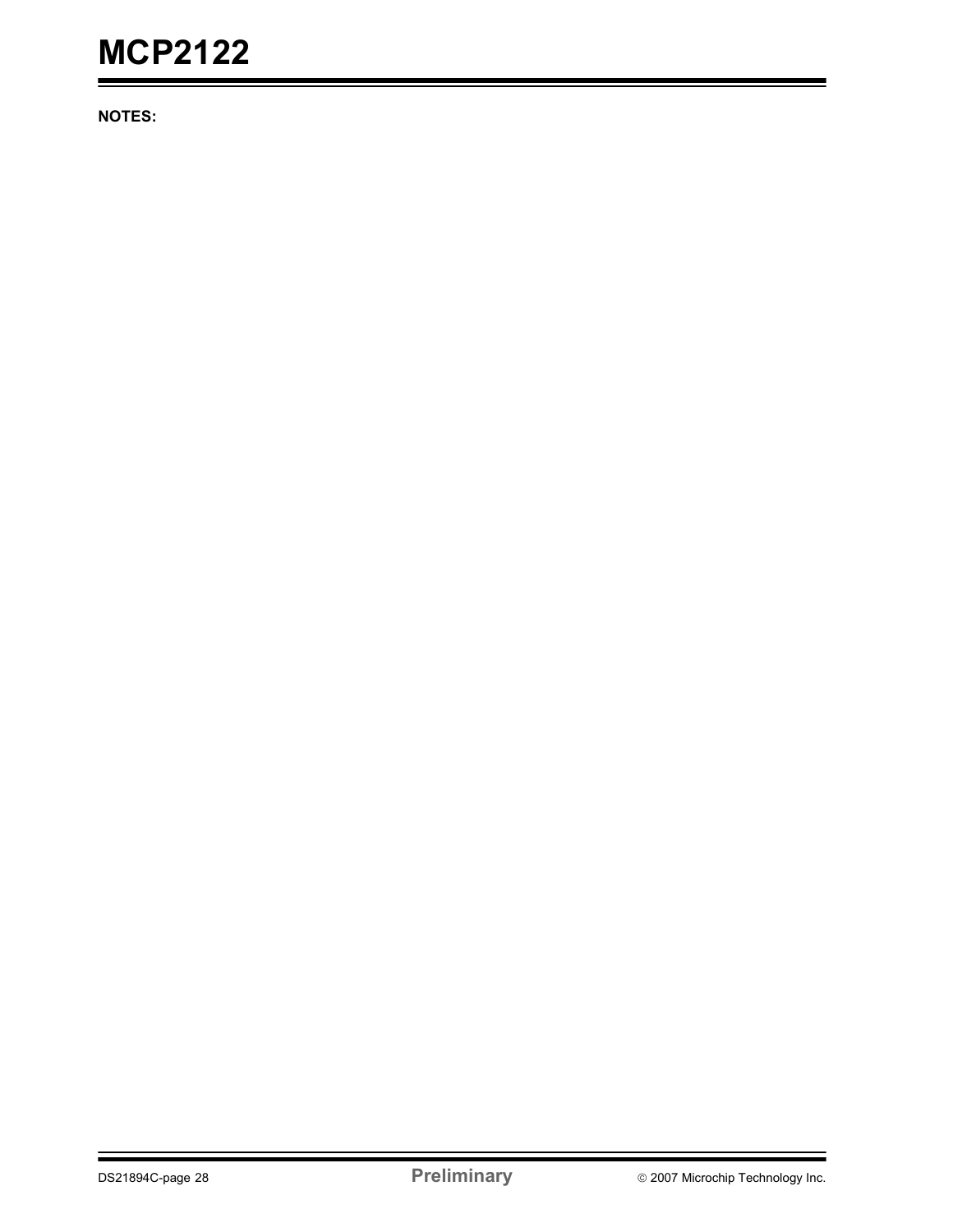**NOTES:**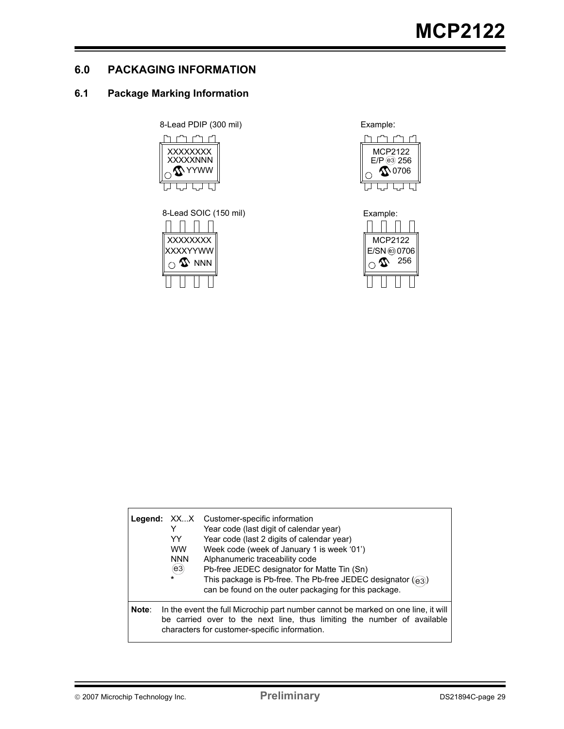## 6.0 PACKAGING INFORMATION

### 6.1 Package Marking Information

8-Lead PDIP (300 mil)

```
XXXXXXXX
XXXXXNNN
   YYWW
```

Example:

```
MCP2122
E/P (e3) 256
   0706
```

8-Lead SOIC (150 mil)

```
XXXXXXXX
XXXXYYWW
      NNN
```

Example:

```
MCP2122
E/SN (e3) 0706
      256
```

| **Legend:** | XX...X | Customer-specific information |
|---|---|---|
| | Y | Year code (last digit of calendar year) |
| | YY | Year code (last 2 digits of calendar year) |
| | WW | Week code (week of January 1 is week '01') |
| | NNN | Alphanumeric traceability code |
| | (e3) | Pb-free JEDEC designator for Matte Tin (Sn) |
| | * | This package is Pb-free. The Pb-free JEDEC designator ((e3)) can be found on the outer packaging for this package. |

**Note**: In the event the full Microchip part number cannot be marked on one line, it will be carried over to the next line, thus limiting the number of available characters for customer-specific information.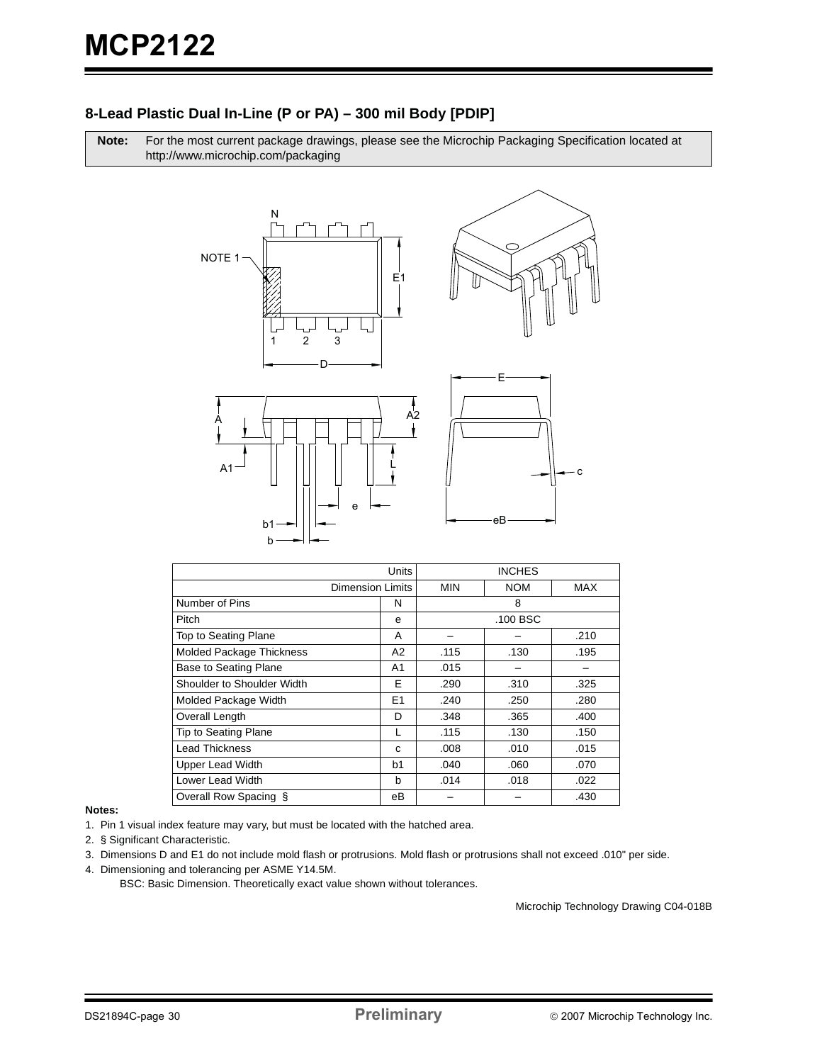## 8-Lead Plastic Dual In-Line (P or PA) – 300 mil Body [PDIP]

**Note:** For the most current package drawings, please see the Microchip Packaging Specification located at http://www.microchip.com/packaging

| Units | | INCHES | | |
|---|---|---|---|---|
| Dimension Limits | | MIN | NOM | MAX |
| Number of Pins | N | | 8 | |
| Pitch | e | | .100 BSC | |
| Top to Seating Plane | A | – | – | .210 |
| Molded Package Thickness | A2 | .115 | .130 | .195 |
| Base to Seating Plane | A1 | .015 | – | – |
| Shoulder to Shoulder Width | E | .290 | .310 | .325 |
| Molded Package Width | E1 | .240 | .250 | .280 |
| Overall Length | D | .348 | .365 | .400 |
| Tip to Seating Plane | L | .115 | .130 | .150 |
| Lead Thickness | c | .008 | .010 | .015 |
| Upper Lead Width | b1 | .040 | .060 | .070 |
| Lower Lead Width | b | .014 | .018 | .022 |
| Overall Row Spacing § | eB | – | – | .430 |

**Notes:**

1. Pin 1 visual index feature may vary, but must be located with the hatched area.
2. § Significant Characteristic.
3. Dimensions D and E1 do not include mold flash or protrusions. Mold flash or protrusions shall not exceed .010" per side.
4. Dimensioning and tolerancing per ASME Y14.5M.

   BSC: Basic Dimension. Theoretically exact value shown without tolerances.

Microchip Technology Drawing C04-018B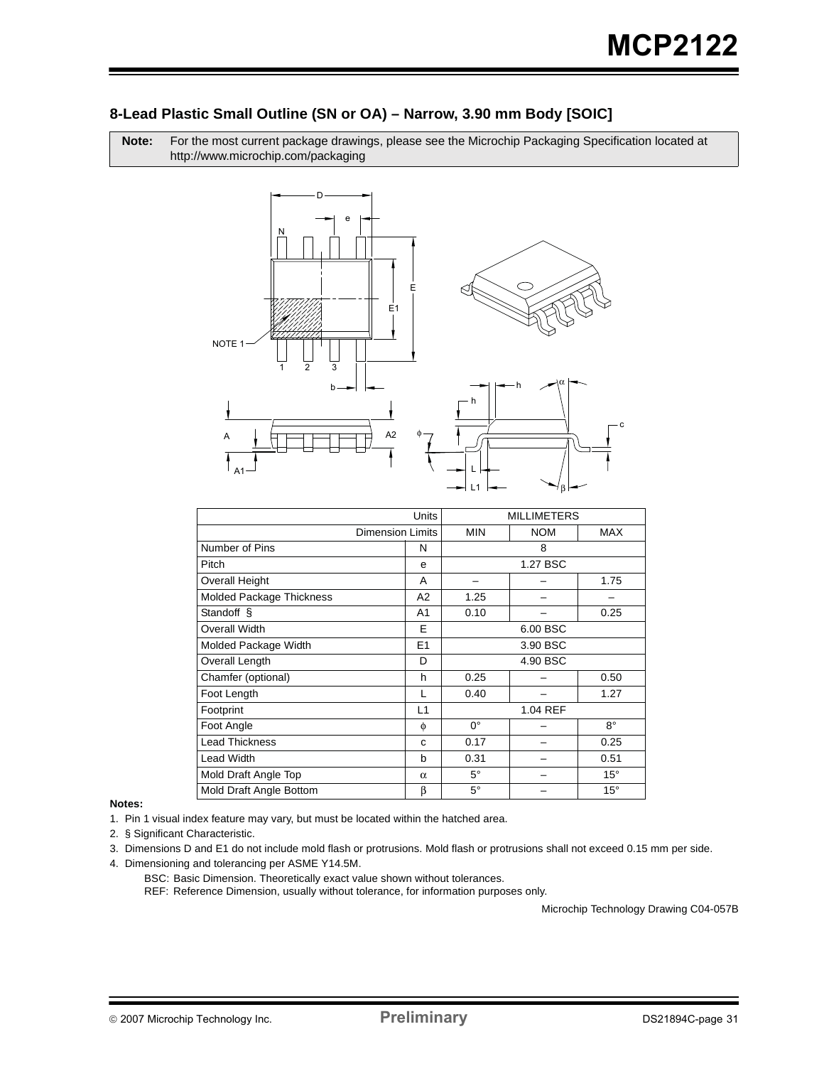## 8-Lead Plastic Small Outline (SN or OA) – Narrow, 3.90 mm Body [SOIC]

**Note:** For the most current package drawings, please see the Microchip Packaging Specification located at http://www.microchip.com/packaging

| Units | | MILLIMETERS | | |
|---|---|---|---|---|
| Dimension Limits | | MIN | NOM | MAX |
| Number of Pins | N | 8 | | |
| Pitch | e | 1.27 BSC | | |
| Overall Height | A | – | – | 1.75 |
| Molded Package Thickness | A2 | 1.25 | – | – |
| Standoff § | A1 | 0.10 | – | 0.25 |
| Overall Width | E | 6.00 BSC | | |
| Molded Package Width | E1 | 3.90 BSC | | |
| Overall Length | D | 4.90 BSC | | |
| Chamfer (optional) | h | 0.25 | – | 0.50 |
| Foot Length | L | 0.40 | – | 1.27 |
| Footprint | L1 | 1.04 REF | | |
| Foot Angle | $\phi$ | 0° | – | 8° |
| Lead Thickness | c | 0.17 | – | 0.25 |
| Lead Width | b | 0.31 | – | 0.51 |
| Mold Draft Angle Top | $\alpha$ | 5° | – | 15° |
| Mold Draft Angle Bottom | $\beta$ | 5° | – | 15° |

**Notes:**

1. Pin 1 visual index feature may vary, but must be located within the hatched area.
2. § Significant Characteristic.
3. Dimensions D and E1 do not include mold flash or protrusions. Mold flash or protrusions shall not exceed 0.15 mm per side.
4. Dimensioning and tolerancing per ASME Y14.5M.

   BSC: Basic Dimension. Theoretically exact value shown without tolerances.

   REF: Reference Dimension, usually without tolerance, for information purposes only.

Microchip Technology Drawing C04-057B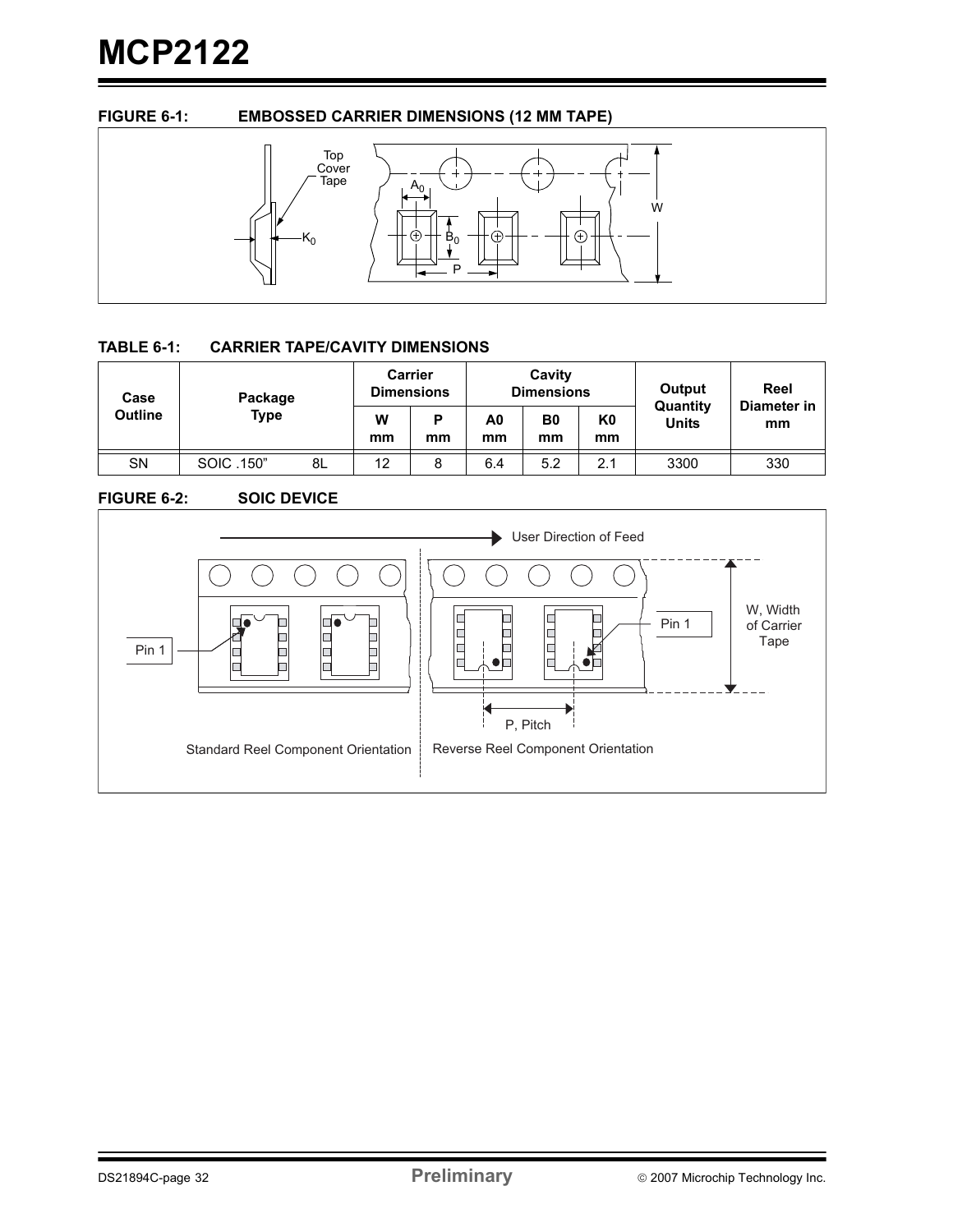**FIGURE 6-1: EMBOSSED CARRIER DIMENSIONS (12 MM TAPE)**

**TABLE 6-1: CARRIER TAPE/CAVITY DIMENSIONS**

| Case Outline | Package Type | | Carrier Dimensions | | Cavity Dimensions | | | Output Quantity Units | Reel Diameter in mm |
|---|---|---|---|---|---|---|---|---|---|
| | | | W mm | P mm | A0 mm | B0 mm | K0 mm | | |
| SN | SOIC .150" | 8L | 12 | 8 | 6.4 | 5.2 | 2.1 | 3300 | 330 |

**FIGURE 6-2: SOIC DEVICE**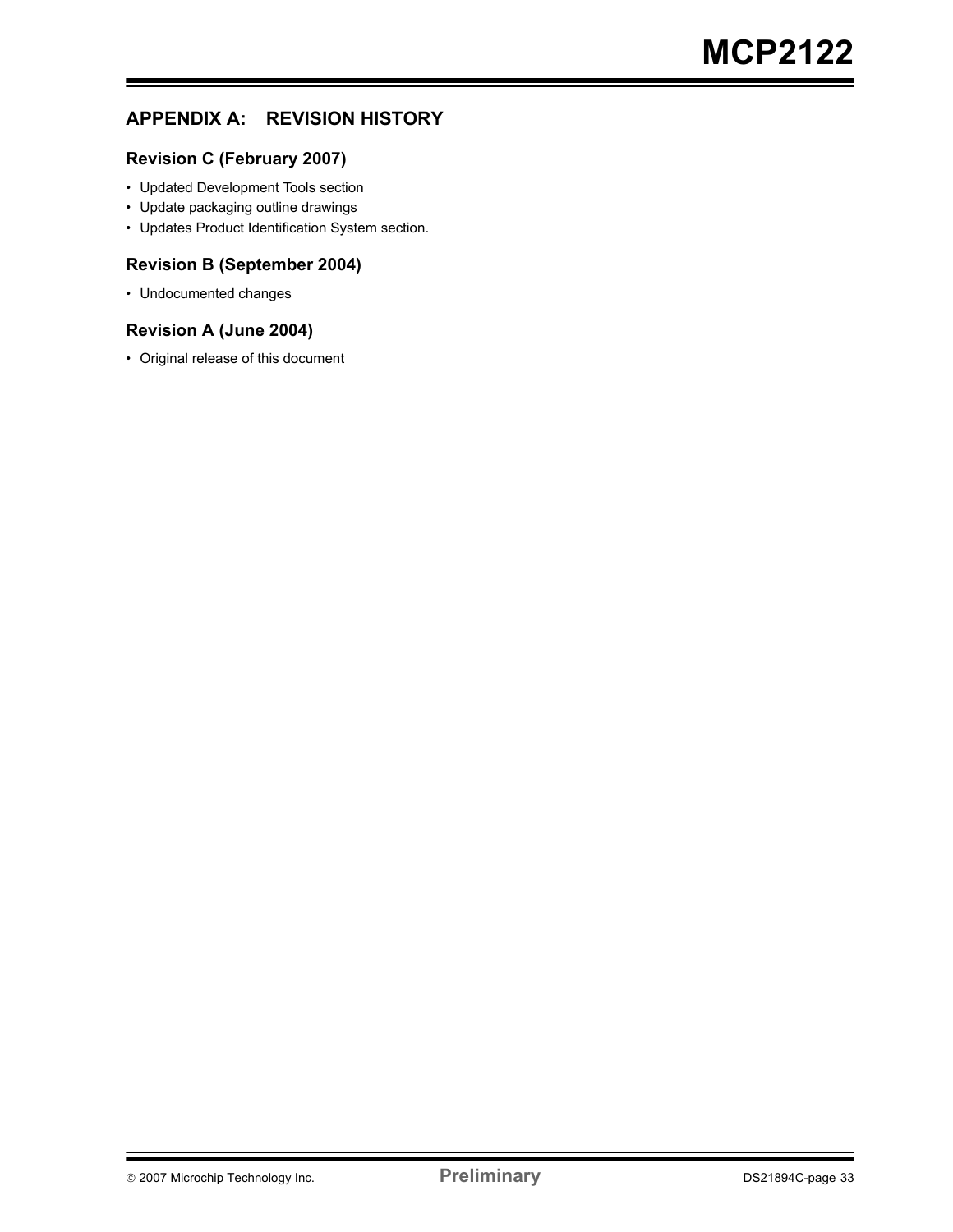## APPENDIX A: REVISION HISTORY

### Revision C (February 2007)

- Updated Development Tools section
- Update packaging outline drawings
- Updates Product Identification System section.

### Revision B (September 2004)

- Undocumented changes

### Revision A (June 2004)

- Original release of this document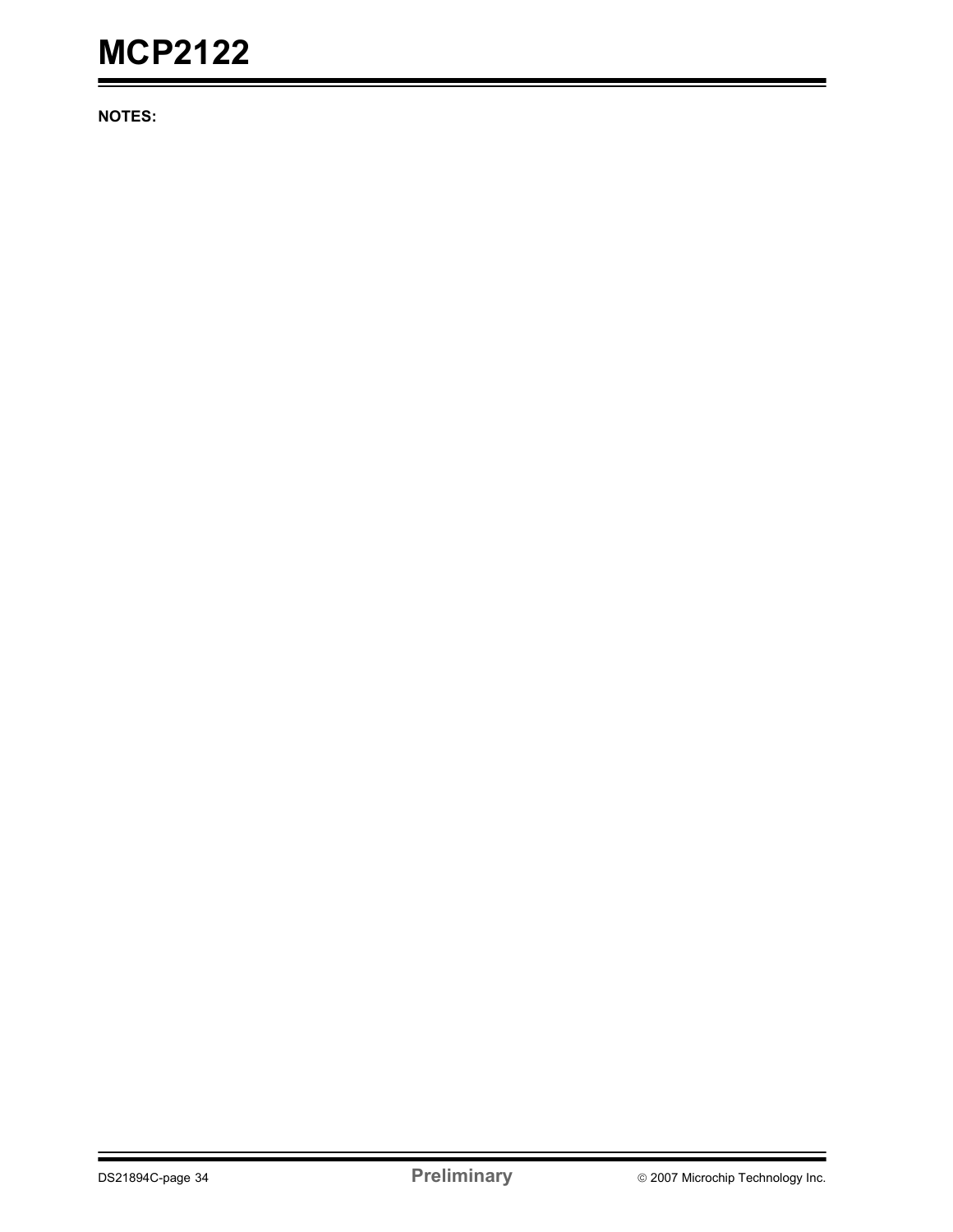**NOTES:**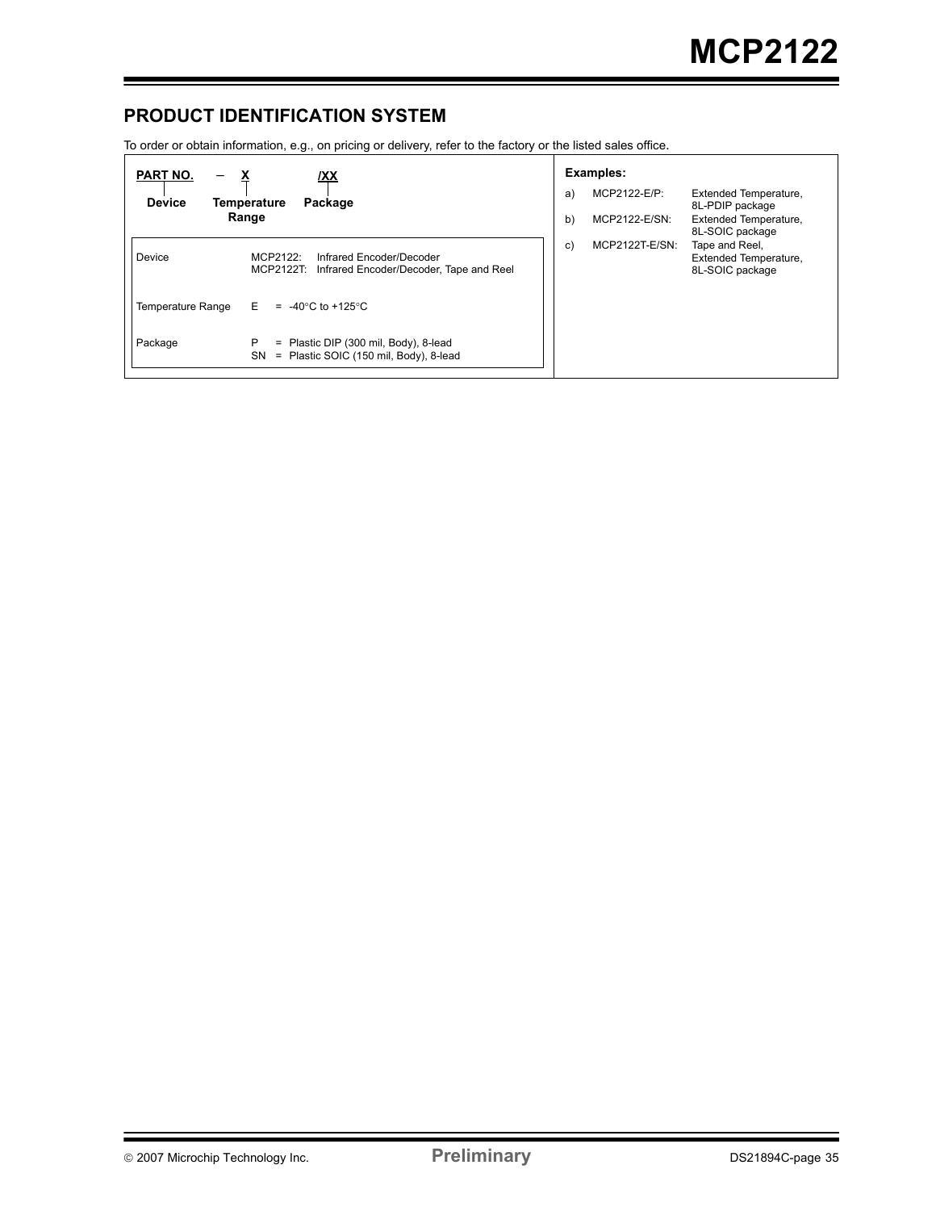## PRODUCT IDENTIFICATION SYSTEM

To order or obtain information, e.g., on pricing or delivery, refer to the factory or the listed sales office.

**PART NO.** – **X** **/XX**

**Device** **Temperature Range** **Package**

| | |
|---|---|
| Device | MCP2122: Infrared Encoder/Decoder<br>MCP2122T: Infrared Encoder/Decoder, Tape and Reel |
| Temperature Range | E = -40°C to +125°C |
| Package | P = Plastic DIP (300 mil, Body), 8-lead<br>SN = Plastic SOIC (150 mil, Body), 8-lead |

**Examples:**

a) MCP2122-E/P: Extended Temperature, 8L-PDIP package

b) MCP2122-E/SN: Extended Temperature, 8L-SOIC package

c) MCP2122T-E/SN: Tape and Reel, Extended Temperature, 8L-SOIC package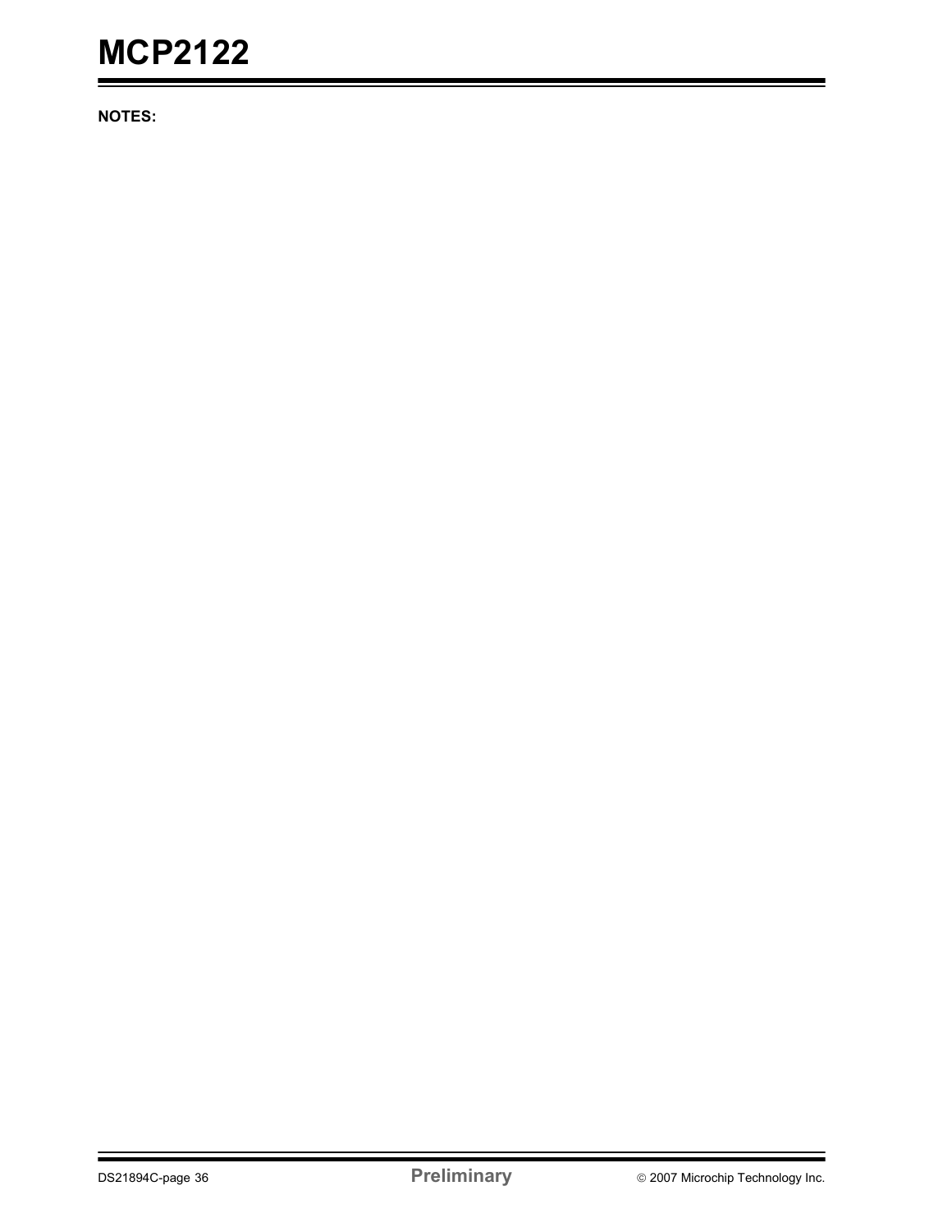**NOTES:**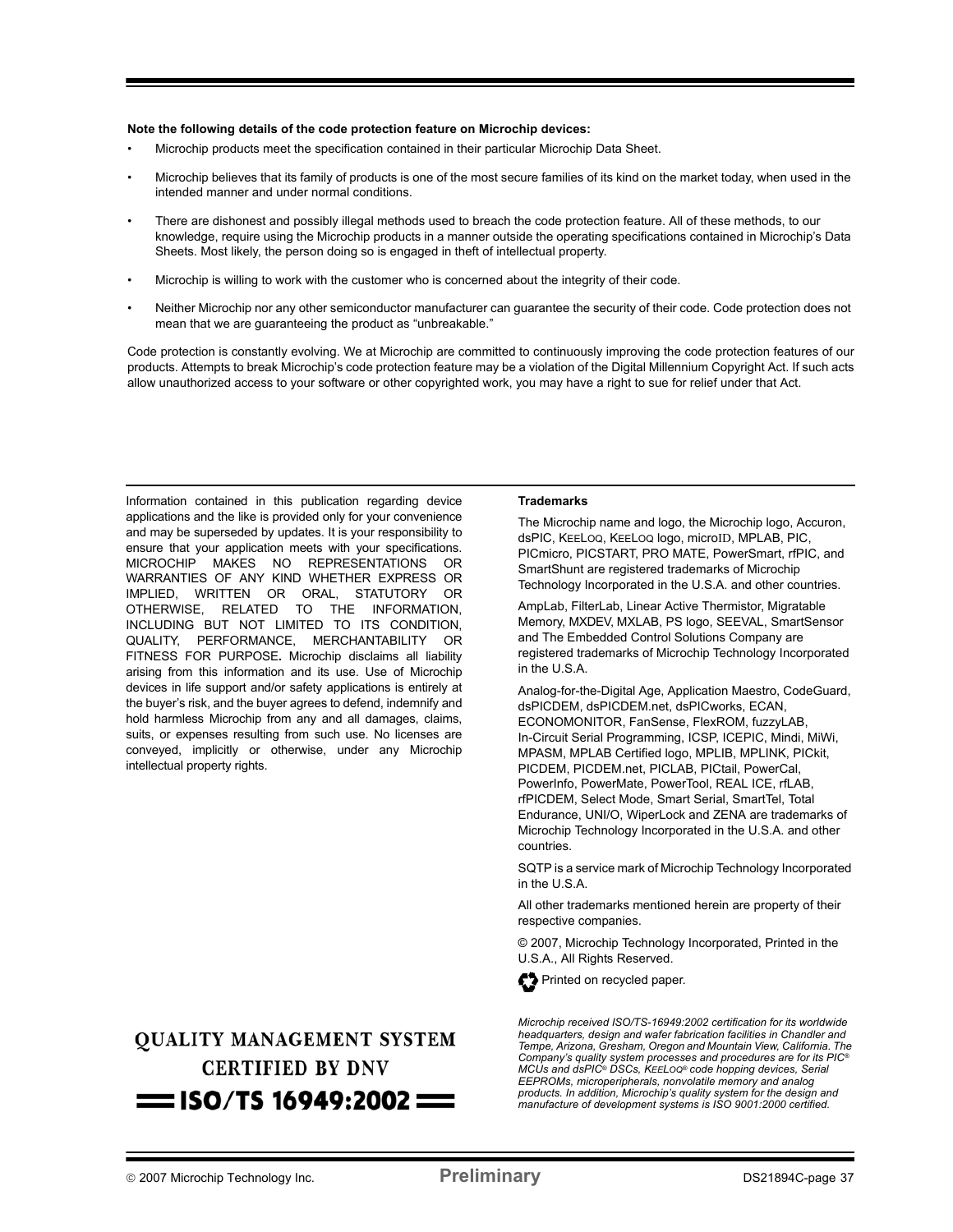**Note the following details of the code protection feature on Microchip devices:**

- Microchip products meet the specification contained in their particular Microchip Data Sheet.
- Microchip believes that its family of products is one of the most secure families of its kind on the market today, when used in the intended manner and under normal conditions.
- There are dishonest and possibly illegal methods used to breach the code protection feature. All of these methods, to our knowledge, require using the Microchip products in a manner outside the operating specifications contained in Microchip's Data Sheets. Most likely, the person doing so is engaged in theft of intellectual property.
- Microchip is willing to work with the customer who is concerned about the integrity of their code.
- Neither Microchip nor any other semiconductor manufacturer can guarantee the security of their code. Code protection does not mean that we are guaranteeing the product as "unbreakable."

Code protection is constantly evolving. We at Microchip are committed to continuously improving the code protection features of our products. Attempts to break Microchip's code protection feature may be a violation of the Digital Millennium Copyright Act. If such acts allow unauthorized access to your software or other copyrighted work, you may have a right to sue for relief under that Act.

Information contained in this publication regarding device applications and the like is provided only for your convenience and may be superseded by updates. It is your responsibility to ensure that your application meets with your specifications. MICROCHIP MAKES NO REPRESENTATIONS OR WARRANTIES OF ANY KIND WHETHER EXPRESS OR IMPLIED, WRITTEN OR ORAL, STATUTORY OR OTHERWISE, RELATED TO THE INFORMATION, INCLUDING BUT NOT LIMITED TO ITS CONDITION, QUALITY, PERFORMANCE, MERCHANTABILITY OR FITNESS FOR PURPOSE**.** Microchip disclaims all liability arising from this information and its use. Use of Microchip devices in life support and/or safety applications is entirely at the buyer's risk, and the buyer agrees to defend, indemnify and hold harmless Microchip from any and all damages, claims, suits, or expenses resulting from such use. No licenses are conveyed, implicitly or otherwise, under any Microchip intellectual property rights.

**Trademarks**

The Microchip name and logo, the Microchip logo, Accuron, dsPIC, KEELOQ, KEELOQ logo, microID, MPLAB, PIC, PICmicro, PICSTART, PRO MATE, PowerSmart, rfPIC, and SmartShunt are registered trademarks of Microchip Technology Incorporated in the U.S.A. and other countries.

AmpLab, FilterLab, Linear Active Thermistor, Migratable Memory, MXDEV, MXLAB, PS logo, SEEVAL, SmartSensor and The Embedded Control Solutions Company are registered trademarks of Microchip Technology Incorporated in the U.S.A.

Analog-for-the-Digital Age, Application Maestro, CodeGuard, dsPICDEM, dsPICDEM.net, dsPICworks, ECAN, ECONOMONITOR, FanSense, FlexROM, fuzzyLAB, In-Circuit Serial Programming, ICSP, ICEPIC, Mindi, MiWi, MPASM, MPLAB Certified logo, MPLIB, MPLINK, PICkit, PICDEM, PICDEM.net, PICLAB, PICtail, PowerCal, PowerInfo, PowerMate, PowerTool, REAL ICE, rfLAB, rfPICDEM, Select Mode, Smart Serial, SmartTel, Total Endurance, UNI/O, WiperLock and ZENA are trademarks of Microchip Technology Incorporated in the U.S.A. and other countries.

SQTP is a service mark of Microchip Technology Incorporated in the U.S.A.

All other trademarks mentioned herein are property of their respective companies.

© 2007, Microchip Technology Incorporated, Printed in the U.S.A., All Rights Reserved.

Printed on recycled paper.

QUALITY MANAGEMENT SYSTEM
CERTIFIED BY DNV
ISO/TS 16949:2002

*Microchip received ISO/TS-16949:2002 certification for its worldwide headquarters, design and wafer fabrication facilities in Chandler and Tempe, Arizona, Gresham, Oregon and Mountain View, California. The Company's quality system processes and procedures are for its PIC® MCUs and dsPIC® DSCs, KEELOQ® code hopping devices, Serial EEPROMs, microperipherals, nonvolatile memory and analog products. In addition, Microchip's quality system for the design and manufacture of development systems is ISO 9001:2000 certified.*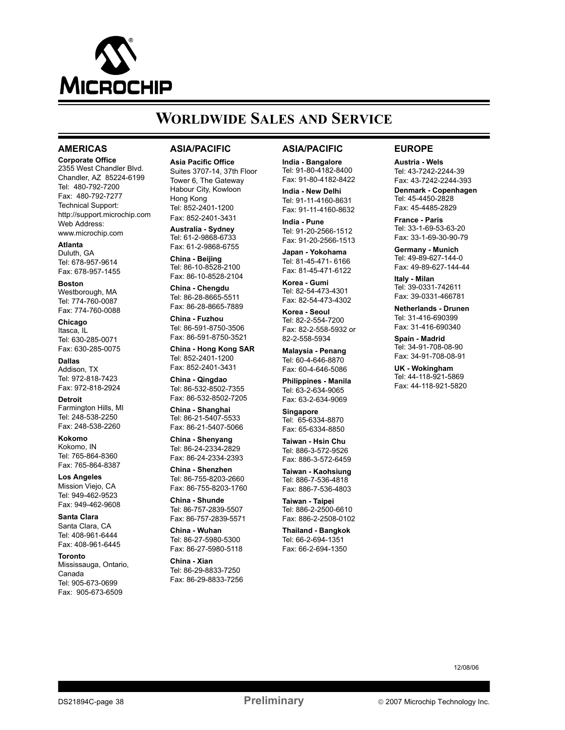# WORLDWIDE SALES AND SERVICE

## AMERICAS

**Corporate Office**
2355 West Chandler Blvd.
Chandler, AZ 85224-6199
Tel: 480-792-7200
Fax: 480-792-7277
Technical Support:
http://support.microchip.com
Web Address:
www.microchip.com

**Atlanta**
Duluth, GA
Tel: 678-957-9614
Fax: 678-957-1455

**Boston**
Westborough, MA
Tel: 774-760-0087
Fax: 774-760-0088

**Chicago**
Itasca, IL
Tel: 630-285-0071
Fax: 630-285-0075

**Dallas**
Addison, TX
Tel: 972-818-7423
Fax: 972-818-2924

**Detroit**
Farmington Hills, MI
Tel: 248-538-2250
Fax: 248-538-2260

**Kokomo**
Kokomo, IN
Tel: 765-864-8360
Fax: 765-864-8387

**Los Angeles**
Mission Viejo, CA
Tel: 949-462-9523
Fax: 949-462-9608

**Santa Clara**
Santa Clara, CA
Tel: 408-961-6444
Fax: 408-961-6445

**Toronto**
Mississauga, Ontario,
Canada
Tel: 905-673-0699
Fax: 905-673-6509

## ASIA/PACIFIC

**Asia Pacific Office**
Suites 3707-14, 37th Floor
Tower 6, The Gateway
Habour City, Kowloon
Hong Kong
Tel: 852-2401-1200
Fax: 852-2401-3431

**Australia - Sydney**
Tel: 61-2-9868-6733
Fax: 61-2-9868-6755

**China - Beijing**
Tel: 86-10-8528-2100
Fax: 86-10-8528-2104

**China - Chengdu**
Tel: 86-28-8665-5511
Fax: 86-28-8665-7889

**China - Fuzhou**
Tel: 86-591-8750-3506
Fax: 86-591-8750-3521

**China - Hong Kong SAR**
Tel: 852-2401-1200
Fax: 852-2401-3431

**China - Qingdao**
Tel: 86-532-8502-7355
Fax: 86-532-8502-7205

**China - Shanghai**
Tel: 86-21-5407-5533
Fax: 86-21-5407-5066

**China - Shenyang**
Tel: 86-24-2334-2829
Fax: 86-24-2334-2393

**China - Shenzhen**
Tel: 86-755-8203-2660
Fax: 86-755-8203-1760

**China - Shunde**
Tel: 86-757-2839-5507
Fax: 86-757-2839-5571

**China - Wuhan**
Tel: 86-27-5980-5300
Fax: 86-27-5980-5118

**China - Xian**
Tel: 86-29-8833-7250
Fax: 86-29-8833-7256

## ASIA/PACIFIC

**India - Bangalore**
Tel: 91-80-4182-8400
Fax: 91-80-4182-8422

**India - New Delhi**
Tel: 91-11-4160-8631
Fax: 91-11-4160-8632

**India - Pune**
Tel: 91-20-2566-1512
Fax: 91-20-2566-1513

**Japan - Yokohama**
Tel: 81-45-471- 6166
Fax: 81-45-471-6122

**Korea - Gumi**
Tel: 82-54-473-4301
Fax: 82-54-473-4302

**Korea - Seoul**
Tel: 82-2-554-7200
Fax: 82-2-558-5932 or
82-2-558-5934

**Malaysia - Penang**
Tel: 60-4-646-8870
Fax: 60-4-646-5086

**Philippines - Manila**
Tel: 63-2-634-9065
Fax: 63-2-634-9069

**Singapore**
Tel: 65-6334-8870
Fax: 65-6334-8850

**Taiwan - Hsin Chu**
Tel: 886-3-572-9526
Fax: 886-3-572-6459

**Taiwan - Kaohsiung**
Tel: 886-7-536-4818
Fax: 886-7-536-4803

**Taiwan - Taipei**
Tel: 886-2-2500-6610
Fax: 886-2-2508-0102

**Thailand - Bangkok**
Tel: 66-2-694-1351
Fax: 66-2-694-1350

## EUROPE

**Austria - Wels**
Tel: 43-7242-2244-39
Fax: 43-7242-2244-393

**Denmark - Copenhagen**
Tel: 45-4450-2828
Fax: 45-4485-2829

**France - Paris**
Tel: 33-1-69-53-63-20
Fax: 33-1-69-30-90-79

**Germany - Munich**
Tel: 49-89-627-144-0
Fax: 49-89-627-144-44

**Italy - Milan**
Tel: 39-0331-742611
Fax: 39-0331-466781

**Netherlands - Drunen**
Tel: 31-416-690399
Fax: 31-416-690340

**Spain - Madrid**
Tel: 34-91-708-08-90
Fax: 34-91-708-08-91

**UK - Wokingham**
Tel: 44-118-921-5869
Fax: 44-118-921-5820

12/08/06